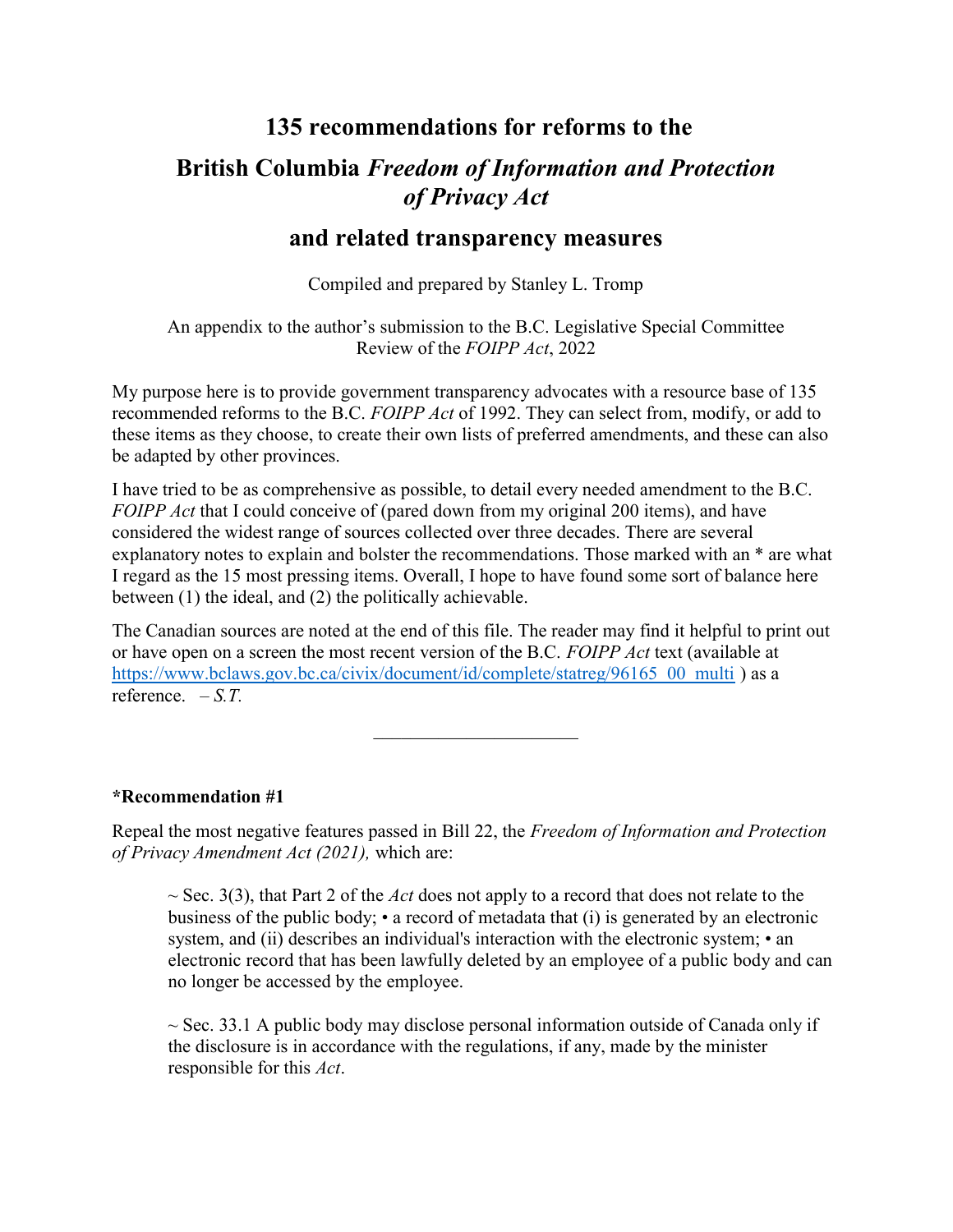# 135 recommendations for reforms to the

# British Columbia *Freedom of Information and Protection of Privacy Act*

## and related transparency measures

Compiled and prepared by Stanley L. Tromp

An appendix to the author's submission to the B.C. Legislative Special Committee Review of the *FOIPP Act*, 2022

My purpose here is to provide government transparency advocates with a resource base of 135 recommended reforms to the B.C. *FOIPP Act* of 1992. They can select from, modify, or add to these items as they choose, to create their own lists of preferred amendments, and these can also be adapted by other provinces.

I have tried to be as comprehensive as possible, to detail every needed amendment to the B.C. *FOIPP Act* that I could conceive of (pared down from my original 200 items), and have considered the widest range of sources collected over three decades. There are several explanatory notes to explain and bolster the recommendations. Those marked with an * are what I regard as the 15 most pressing items. Overall, I hope to have found some sort of balance here between (1) the ideal, and (2) the politically achievable.

The Canadian sources are noted at the end of this file. The reader may find it helpful to print out or have open on a screen the most recent version of the B.C. *FOIPP Act* text (available at https://www.bclaws.gov.bc.ca/civix/document/id/complete/statreg/96165_00_multi ) as a reference. – *S.T.*

---

**\*Recommendation #1**

Repeal the most negative features passed in Bill 22, the *Freedom of Information and Protection of Privacy Amendment Act (2021),* which are:

> ~ Sec. 3(3), that Part 2 of the *Act* does not apply to a record that does not relate to the business of the public body; • a record of metadata that (i) is generated by an electronic system, and (ii) describes an individual's interaction with the electronic system; • an electronic record that has been lawfully deleted by an employee of a public body and can no longer be accessed by the employee.
>
> ~ Sec. 33.1 A public body may disclose personal information outside of Canada only if the disclosure is in accordance with the regulations, if any, made by the minister responsible for this *Act*.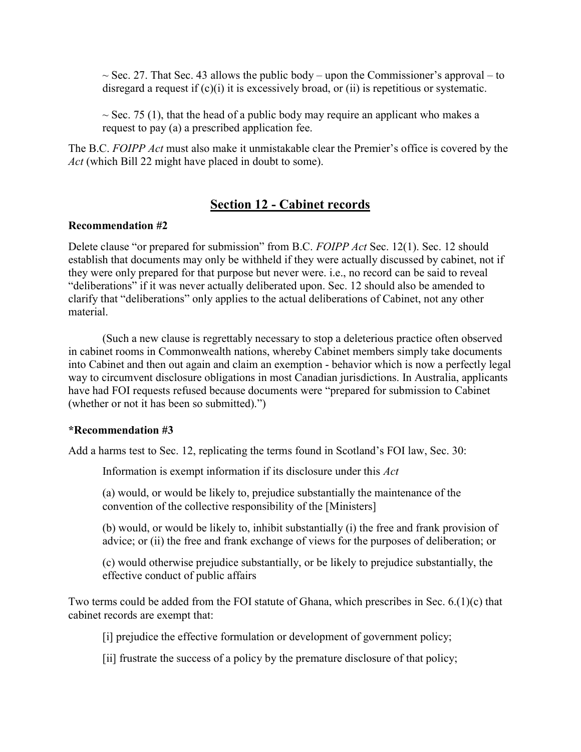~ Sec. 27. That Sec. 43 allows the public body – upon the Commissioner's approval – to disregard a request if (c)(i) it is excessively broad, or (ii) is repetitious or systematic.

~ Sec. 75 (1), that the head of a public body may require an applicant who makes a request to pay (a) a prescribed application fee.

The B.C. *FOIPP Act* must also make it unmistakable clear the Premier's office is covered by the *Act* (which Bill 22 might have placed in doubt to some).

## Section 12 - Cabinet records

**Recommendation #2**

Delete clause "or prepared for submission" from B.C. *FOIPP Act* Sec. 12(1). Sec. 12 should establish that documents may only be withheld if they were actually discussed by cabinet, not if they were only prepared for that purpose but never were. i.e., no record can be said to reveal "deliberations" if it was never actually deliberated upon. Sec. 12 should also be amended to clarify that "deliberations" only applies to the actual deliberations of Cabinet, not any other material.

(Such a new clause is regrettably necessary to stop a deleterious practice often observed in cabinet rooms in Commonwealth nations, whereby Cabinet members simply take documents into Cabinet and then out again and claim an exemption - behavior which is now a perfectly legal way to circumvent disclosure obligations in most Canadian jurisdictions. In Australia, applicants have had FOI requests refused because documents were "prepared for submission to Cabinet (whether or not it has been so submitted).")

***Recommendation #3**

Add a harms test to Sec. 12, replicating the terms found in Scotland's FOI law, Sec. 30:

> Information is exempt information if its disclosure under this *Act*
>
> (a) would, or would be likely to, prejudice substantially the maintenance of the convention of the collective responsibility of the [Ministers]
>
> (b) would, or would be likely to, inhibit substantially (i) the free and frank provision of advice; or (ii) the free and frank exchange of views for the purposes of deliberation; or
>
> (c) would otherwise prejudice substantially, or be likely to prejudice substantially, the effective conduct of public affairs

Two terms could be added from the FOI statute of Ghana, which prescribes in Sec. 6.(1)(c) that cabinet records are exempt that:

> [i] prejudice the effective formulation or development of government policy;
>
> [ii] frustrate the success of a policy by the premature disclosure of that policy;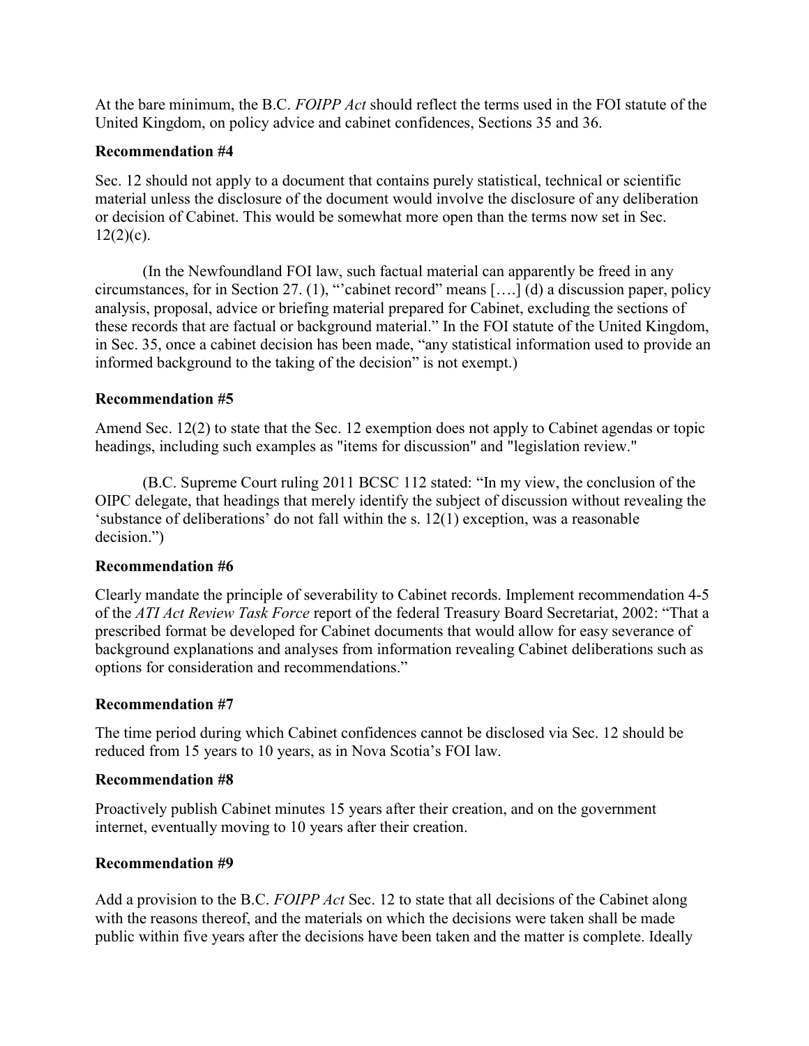At the bare minimum, the B.C. *FOIPP Act* should reflect the terms used in the FOI statute of the United Kingdom, on policy advice and cabinet confidences, Sections 35 and 36.

**Recommendation #4**

Sec. 12 should not apply to a document that contains purely statistical, technical or scientific material unless the disclosure of the document would involve the disclosure of any deliberation or decision of Cabinet. This would be somewhat more open than the terms now set in Sec. 12(2)(c).

(In the Newfoundland FOI law, such factual material can apparently be freed in any circumstances, for in Section 27. (1), "'cabinet record" means [….] (d) a discussion paper, policy analysis, proposal, advice or briefing material prepared for Cabinet, excluding the sections of these records that are factual or background material." In the FOI statute of the United Kingdom, in Sec. 35, once a cabinet decision has been made, "any statistical information used to provide an informed background to the taking of the decision" is not exempt.)

**Recommendation #5**

Amend Sec. 12(2) to state that the Sec. 12 exemption does not apply to Cabinet agendas or topic headings, including such examples as "items for discussion" and "legislation review."

(B.C. Supreme Court ruling 2011 BCSC 112 stated: "In my view, the conclusion of the OIPC delegate, that headings that merely identify the subject of discussion without revealing the 'substance of deliberations' do not fall within the s. 12(1) exception, was a reasonable decision.")

**Recommendation #6**

Clearly mandate the principle of severability to Cabinet records. Implement recommendation 4-5 of the *ATI Act Review Task Force* report of the federal Treasury Board Secretariat, 2002: "That a prescribed format be developed for Cabinet documents that would allow for easy severance of background explanations and analyses from information revealing Cabinet deliberations such as options for consideration and recommendations."

**Recommendation #7**

The time period during which Cabinet confidences cannot be disclosed via Sec. 12 should be reduced from 15 years to 10 years, as in Nova Scotia's FOI law.

**Recommendation #8**

Proactively publish Cabinet minutes 15 years after their creation, and on the government internet, eventually moving to 10 years after their creation.

**Recommendation #9**

Add a provision to the B.C. *FOIPP Act* Sec. 12 to state that all decisions of the Cabinet along with the reasons thereof, and the materials on which the decisions were taken shall be made public within five years after the decisions have been taken and the matter is complete. Ideally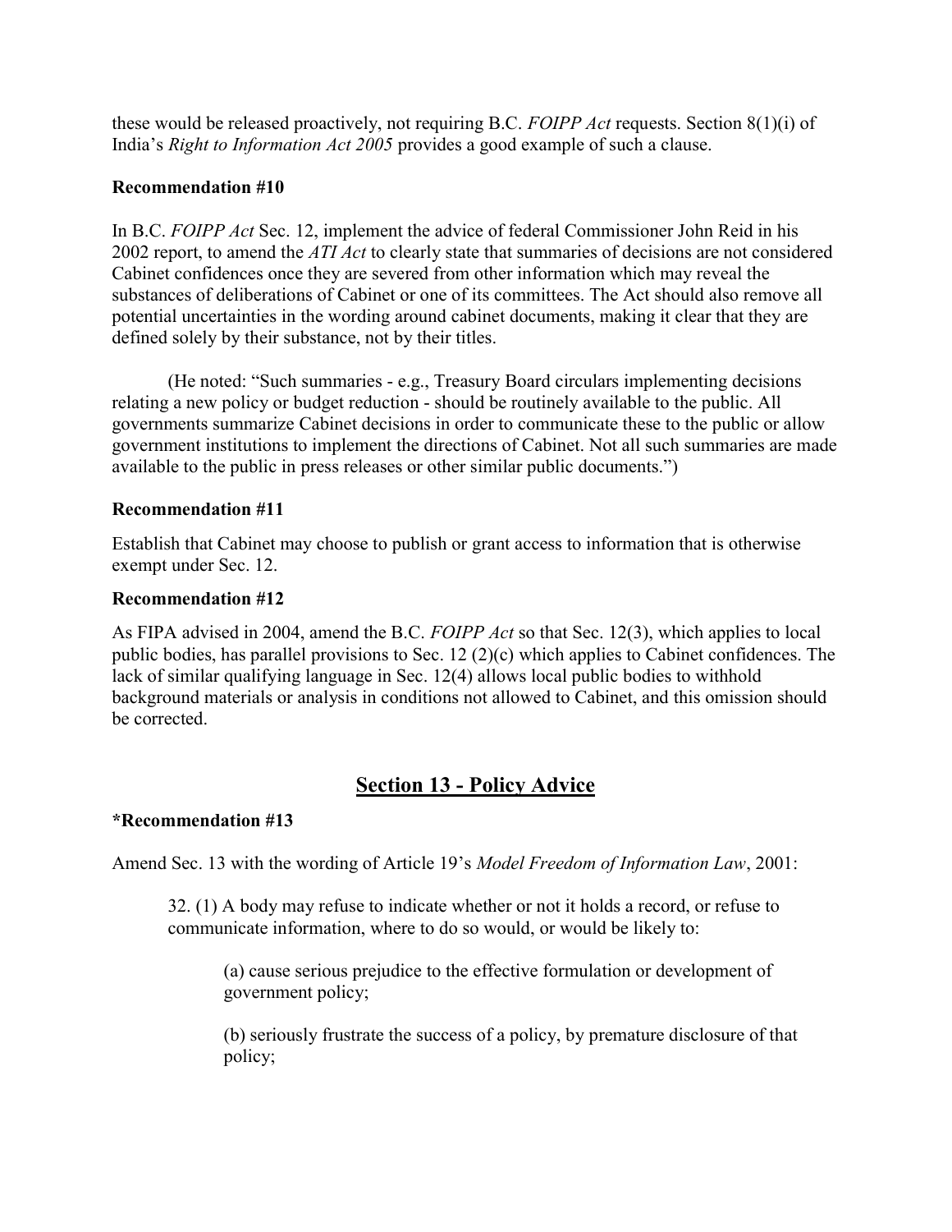these would be released proactively, not requiring B.C. *FOIPP Act* requests. Section 8(1)(i) of India's *Right to Information Act 2005* provides a good example of such a clause.

**Recommendation #10**

In B.C. *FOIPP Act* Sec. 12, implement the advice of federal Commissioner John Reid in his 2002 report, to amend the *ATI Act* to clearly state that summaries of decisions are not considered Cabinet confidences once they are severed from other information which may reveal the substances of deliberations of Cabinet or one of its committees. The Act should also remove all potential uncertainties in the wording around cabinet documents, making it clear that they are defined solely by their substance, not by their titles.

(He noted: "Such summaries - e.g., Treasury Board circulars implementing decisions relating a new policy or budget reduction - should be routinely available to the public. All governments summarize Cabinet decisions in order to communicate these to the public or allow government institutions to implement the directions of Cabinet. Not all such summaries are made available to the public in press releases or other similar public documents.")

**Recommendation #11**

Establish that Cabinet may choose to publish or grant access to information that is otherwise exempt under Sec. 12.

**Recommendation #12**

As FIPA advised in 2004, amend the B.C. *FOIPP Act* so that Sec. 12(3), which applies to local public bodies, has parallel provisions to Sec. 12 (2)(c) which applies to Cabinet confidences. The lack of similar qualifying language in Sec. 12(4) allows local public bodies to withhold background materials or analysis in conditions not allowed to Cabinet, and this omission should be corrected.

## Section 13 - Policy Advice

**\*Recommendation #13**

Amend Sec. 13 with the wording of Article 19's *Model Freedom of Information Law*, 2001:

> 32. (1) A body may refuse to indicate whether or not it holds a record, or refuse to communicate information, where to do so would, or would be likely to:
>
> > (a) cause serious prejudice to the effective formulation or development of government policy;
> >
> > (b) seriously frustrate the success of a policy, by premature disclosure of that policy;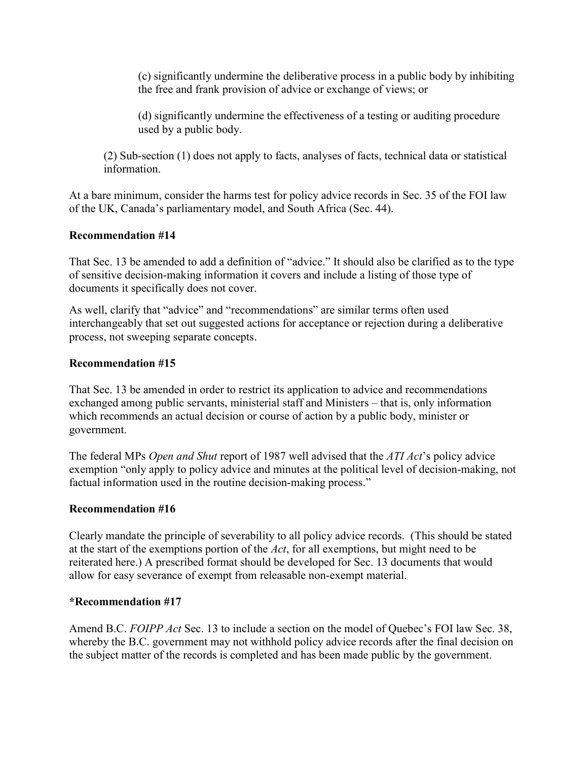(c) significantly undermine the deliberative process in a public body by inhibiting the free and frank provision of advice or exchange of views; or

(d) significantly undermine the effectiveness of a testing or auditing procedure used by a public body.

(2) Sub-section (1) does not apply to facts, analyses of facts, technical data or statistical information.

At a bare minimum, consider the harms test for policy advice records in Sec. 35 of the FOI law of the UK, Canada's parliamentary model, and South Africa (Sec. 44).

**Recommendation #14**

That Sec. 13 be amended to add a definition of "advice." It should also be clarified as to the type of sensitive decision-making information it covers and include a listing of those type of documents it specifically does not cover.

As well, clarify that "advice" and "recommendations" are similar terms often used interchangeably that set out suggested actions for acceptance or rejection during a deliberative process, not sweeping separate concepts.

**Recommendation #15**

That Sec. 13 be amended in order to restrict its application to advice and recommendations exchanged among public servants, ministerial staff and Ministers – that is, only information which recommends an actual decision or course of action by a public body, minister or government.

The federal MPs *Open and Shut* report of 1987 well advised that the *ATI Act*'s policy advice exemption "only apply to policy advice and minutes at the political level of decision-making, not factual information used in the routine decision-making process."

**Recommendation #16**

Clearly mandate the principle of severability to all policy advice records. (This should be stated at the start of the exemptions portion of the *Act*, for all exemptions, but might need to be reiterated here.) A prescribed format should be developed for Sec. 13 documents that would allow for easy severance of exempt from releasable non-exempt material.

**\*Recommendation #17**

Amend B.C. *FOIPP Act* Sec. 13 to include a section on the model of Quebec's FOI law Sec. 38, whereby the B.C. government may not withhold policy advice records after the final decision on the subject matter of the records is completed and has been made public by the government.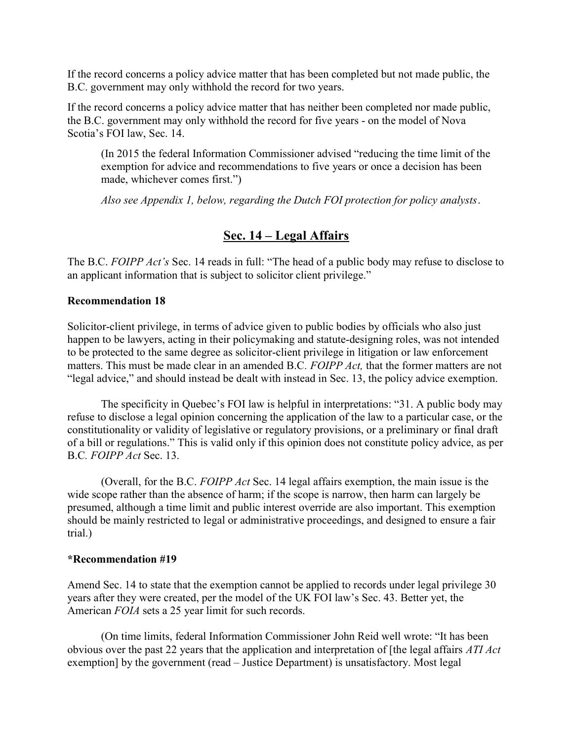If the record concerns a policy advice matter that has been completed but not made public, the B.C. government may only withhold the record for two years.

If the record concerns a policy advice matter that has neither been completed nor made public, the B.C. government may only withhold the record for five years - on the model of Nova Scotia's FOI law, Sec. 14.

> (In 2015 the federal Information Commissioner advised "reducing the time limit of the exemption for advice and recommendations to five years or once a decision has been made, whichever comes first.")
>
> *Also see Appendix 1, below, regarding the Dutch FOI protection for policy analysts.*

## Sec. 14 – Legal Affairs

The B.C. *FOIPP Act's* Sec. 14 reads in full: "The head of a public body may refuse to disclose to an applicant information that is subject to solicitor client privilege."

**Recommendation 18**

Solicitor-client privilege, in terms of advice given to public bodies by officials who also just happen to be lawyers, acting in their policymaking and statute-designing roles, was not intended to be protected to the same degree as solicitor-client privilege in litigation or law enforcement matters. This must be made clear in an amended B.C. *FOIPP Act,* that the former matters are not "legal advice," and should instead be dealt with instead in Sec. 13, the policy advice exemption.

The specificity in Quebec's FOI law is helpful in interpretations: "31. A public body may refuse to disclose a legal opinion concerning the application of the law to a particular case, or the constitutionality or validity of legislative or regulatory provisions, or a preliminary or final draft of a bill or regulations." This is valid only if this opinion does not constitute policy advice, as per B.C. *FOIPP Act* Sec. 13.

(Overall, for the B.C. *FOIPP Act* Sec. 14 legal affairs exemption, the main issue is the wide scope rather than the absence of harm; if the scope is narrow, then harm can largely be presumed, although a time limit and public interest override are also important. This exemption should be mainly restricted to legal or administrative proceedings, and designed to ensure a fair trial.)

**\*Recommendation #19**

Amend Sec. 14 to state that the exemption cannot be applied to records under legal privilege 30 years after they were created, per the model of the UK FOI law's Sec. 43. Better yet, the American *FOIA* sets a 25 year limit for such records.

(On time limits, federal Information Commissioner John Reid well wrote: "It has been obvious over the past 22 years that the application and interpretation of [the legal affairs *ATI Act* exemption] by the government (read – Justice Department) is unsatisfactory. Most legal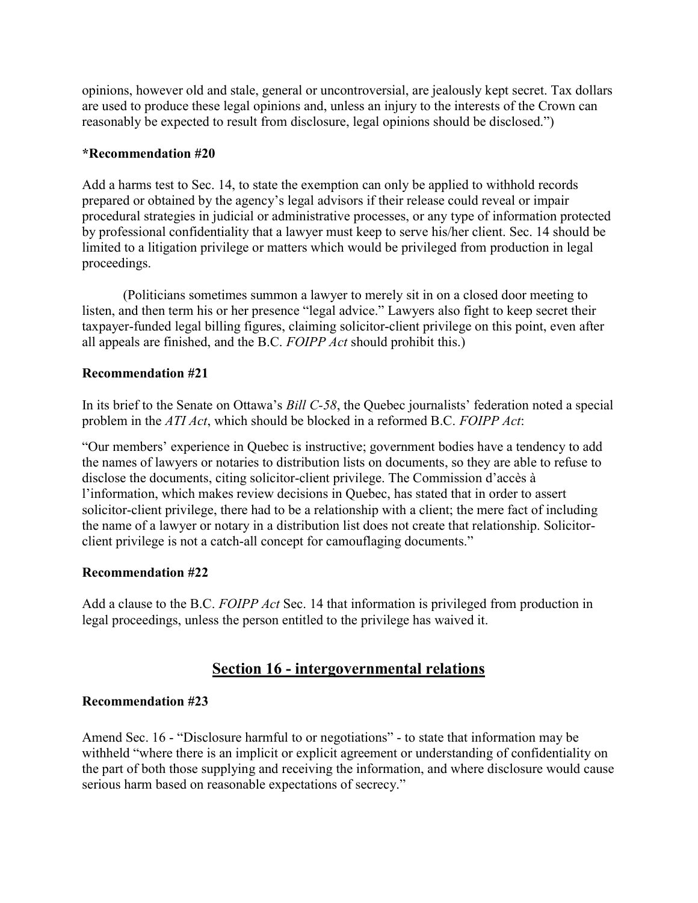opinions, however old and stale, general or uncontroversial, are jealously kept secret. Tax dollars are used to produce these legal opinions and, unless an injury to the interests of the Crown can reasonably be expected to result from disclosure, legal opinions should be disclosed.")

**\*Recommendation #20**

Add a harms test to Sec. 14, to state the exemption can only be applied to withhold records prepared or obtained by the agency's legal advisors if their release could reveal or impair procedural strategies in judicial or administrative processes, or any type of information protected by professional confidentiality that a lawyer must keep to serve his/her client. Sec. 14 should be limited to a litigation privilege or matters which would be privileged from production in legal proceedings.

(Politicians sometimes summon a lawyer to merely sit in on a closed door meeting to listen, and then term his or her presence "legal advice." Lawyers also fight to keep secret their taxpayer-funded legal billing figures, claiming solicitor-client privilege on this point, even after all appeals are finished, and the B.C. *FOIPP Act* should prohibit this.)

**Recommendation #21**

In its brief to the Senate on Ottawa's *Bill C-58*, the Quebec journalists' federation noted a special problem in the *ATI Act*, which should be blocked in a reformed B.C. *FOIPP Act*:

"Our members' experience in Quebec is instructive; government bodies have a tendency to add the names of lawyers or notaries to distribution lists on documents, so they are able to refuse to disclose the documents, citing solicitor-client privilege. The Commission d'accès à l'information, which makes review decisions in Quebec, has stated that in order to assert solicitor-client privilege, there had to be a relationship with a client; the mere fact of including the name of a lawyer or notary in a distribution list does not create that relationship. Solicitor-client privilege is not a catch-all concept for camouflaging documents."

**Recommendation #22**

Add a clause to the B.C. *FOIPP Act* Sec. 14 that information is privileged from production in legal proceedings, unless the person entitled to the privilege has waived it.

## Section 16 - intergovernmental relations

**Recommendation #23**

Amend Sec. 16 - "Disclosure harmful to or negotiations" - to state that information may be withheld "where there is an implicit or explicit agreement or understanding of confidentiality on the part of both those supplying and receiving the information, and where disclosure would cause serious harm based on reasonable expectations of secrecy."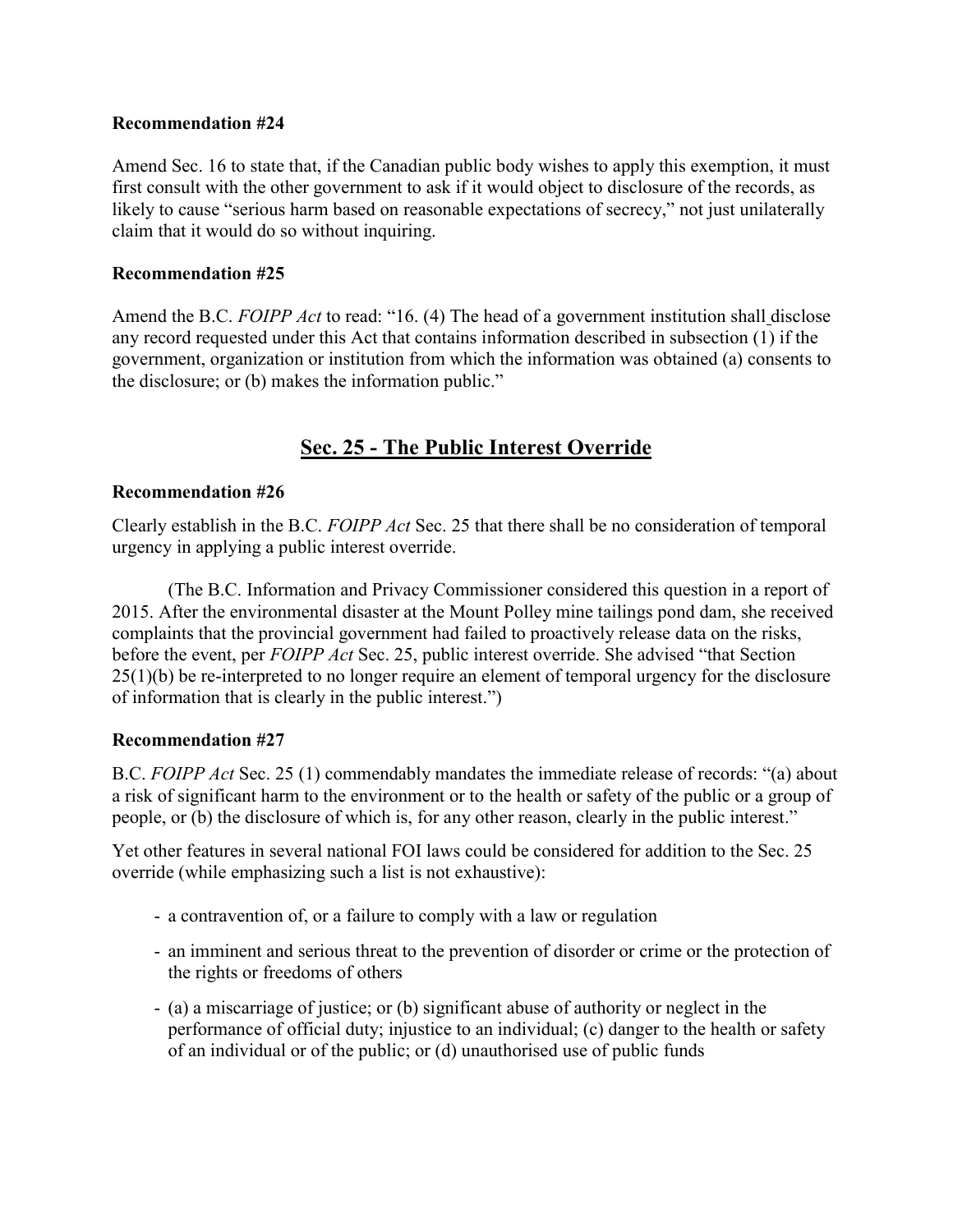**Recommendation #24**

Amend Sec. 16 to state that, if the Canadian public body wishes to apply this exemption, it must first consult with the other government to ask if it would object to disclosure of the records, as likely to cause "serious harm based on reasonable expectations of secrecy," not just unilaterally claim that it would do so without inquiring.

**Recommendation #25**

Amend the B.C. *FOIPP Act* to read: "16. (4) The head of a government institution shall disclose any record requested under this Act that contains information described in subsection (1) if the government, organization or institution from which the information was obtained (a) consents to the disclosure; or (b) makes the information public."

## Sec. 25 - The Public Interest Override

**Recommendation #26**

Clearly establish in the B.C. *FOIPP Act* Sec. 25 that there shall be no consideration of temporal urgency in applying a public interest override.

(The B.C. Information and Privacy Commissioner considered this question in a report of 2015. After the environmental disaster at the Mount Polley mine tailings pond dam, she received complaints that the provincial government had failed to proactively release data on the risks, before the event, per *FOIPP Act* Sec. 25, public interest override. She advised "that Section 25(1)(b) be re-interpreted to no longer require an element of temporal urgency for the disclosure of information that is clearly in the public interest.")

**Recommendation #27**

B.C. *FOIPP Act* Sec. 25 (1) commendably mandates the immediate release of records: "(a) about a risk of significant harm to the environment or to the health or safety of the public or a group of people, or (b) the disclosure of which is, for any other reason, clearly in the public interest."

Yet other features in several national FOI laws could be considered for addition to the Sec. 25 override (while emphasizing such a list is not exhaustive):

- a contravention of, or a failure to comply with a law or regulation
- an imminent and serious threat to the prevention of disorder or crime or the protection of the rights or freedoms of others
- (a) a miscarriage of justice; or (b) significant abuse of authority or neglect in the performance of official duty; injustice to an individual; (c) danger to the health or safety of an individual or of the public; or (d) unauthorised use of public funds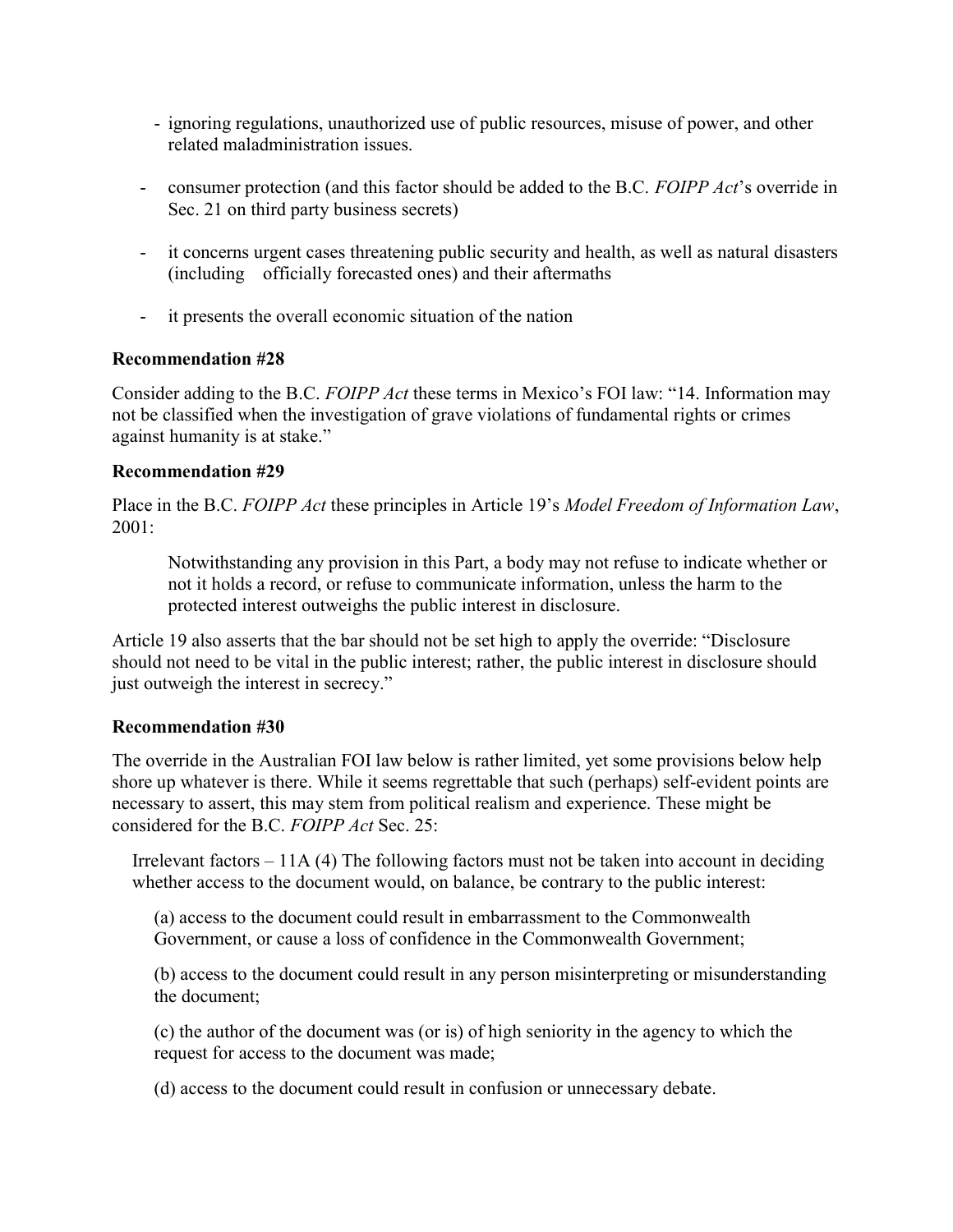- ignoring regulations, unauthorized use of public resources, misuse of power, and other related maladministration issues.
- consumer protection (and this factor should be added to the B.C. *FOIPP Act*'s override in Sec. 21 on third party business secrets)
- it concerns urgent cases threatening public security and health, as well as natural disasters (including officially forecasted ones) and their aftermaths
- it presents the overall economic situation of the nation

**Recommendation #28**

Consider adding to the B.C. *FOIPP Act* these terms in Mexico's FOI law: "14. Information may not be classified when the investigation of grave violations of fundamental rights or crimes against humanity is at stake."

**Recommendation #29**

Place in the B.C. *FOIPP Act* these principles in Article 19's *Model Freedom of Information Law*, 2001:

> Notwithstanding any provision in this Part, a body may not refuse to indicate whether or not it holds a record, or refuse to communicate information, unless the harm to the protected interest outweighs the public interest in disclosure.

Article 19 also asserts that the bar should not be set high to apply the override: "Disclosure should not need to be vital in the public interest; rather, the public interest in disclosure should just outweigh the interest in secrecy."

**Recommendation #30**

The override in the Australian FOI law below is rather limited, yet some provisions below help shore up whatever is there. While it seems regrettable that such (perhaps) self-evident points are necessary to assert, this may stem from political realism and experience. These might be considered for the B.C. *FOIPP Act* Sec. 25:

> Irrelevant factors – 11A (4) The following factors must not be taken into account in deciding whether access to the document would, on balance, be contrary to the public interest:
>
> (a) access to the document could result in embarrassment to the Commonwealth Government, or cause a loss of confidence in the Commonwealth Government;
>
> (b) access to the document could result in any person misinterpreting or misunderstanding the document;
>
> (c) the author of the document was (or is) of high seniority in the agency to which the request for access to the document was made;
>
> (d) access to the document could result in confusion or unnecessary debate.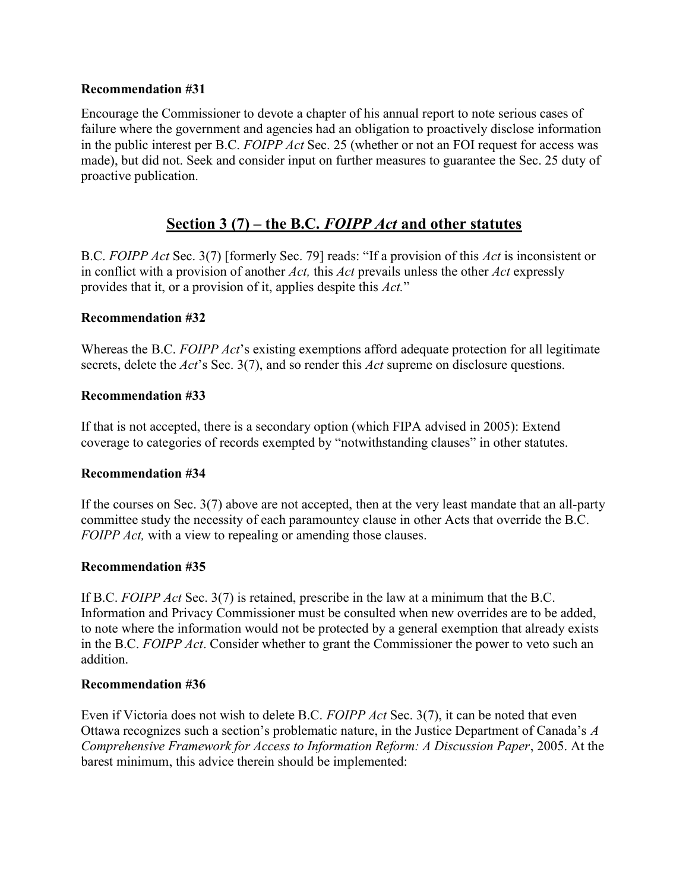**Recommendation #31**

Encourage the Commissioner to devote a chapter of his annual report to note serious cases of failure where the government and agencies had an obligation to proactively disclose information in the public interest per B.C. *FOIPP Act* Sec. 25 (whether or not an FOI request for access was made), but did not. Seek and consider input on further measures to guarantee the Sec. 25 duty of proactive publication.

## Section 3 (7) – the B.C. *FOIPP Act* and other statutes

B.C. *FOIPP Act* Sec. 3(7) [formerly Sec. 79] reads: "If a provision of this *Act* is inconsistent or in conflict with a provision of another *Act,* this *Act* prevails unless the other *Act* expressly provides that it, or a provision of it, applies despite this *Act.*"

**Recommendation #32**

Whereas the B.C. *FOIPP Act*'s existing exemptions afford adequate protection for all legitimate secrets, delete the *Act*'s Sec. 3(7), and so render this *Act* supreme on disclosure questions.

**Recommendation #33**

If that is not accepted, there is a secondary option (which FIPA advised in 2005): Extend coverage to categories of records exempted by "notwithstanding clauses" in other statutes.

**Recommendation #34**

If the courses on Sec. 3(7) above are not accepted, then at the very least mandate that an all-party committee study the necessity of each paramountcy clause in other Acts that override the B.C. *FOIPP Act,* with a view to repealing or amending those clauses.

**Recommendation #35**

If B.C. *FOIPP Act* Sec. 3(7) is retained, prescribe in the law at a minimum that the B.C. Information and Privacy Commissioner must be consulted when new overrides are to be added, to note where the information would not be protected by a general exemption that already exists in the B.C. *FOIPP Act*. Consider whether to grant the Commissioner the power to veto such an addition.

**Recommendation #36**

Even if Victoria does not wish to delete B.C. *FOIPP Act* Sec. 3(7), it can be noted that even Ottawa recognizes such a section's problematic nature, in the Justice Department of Canada's *A Comprehensive Framework for Access to Information Reform: A Discussion Paper*, 2005. At the barest minimum, this advice therein should be implemented: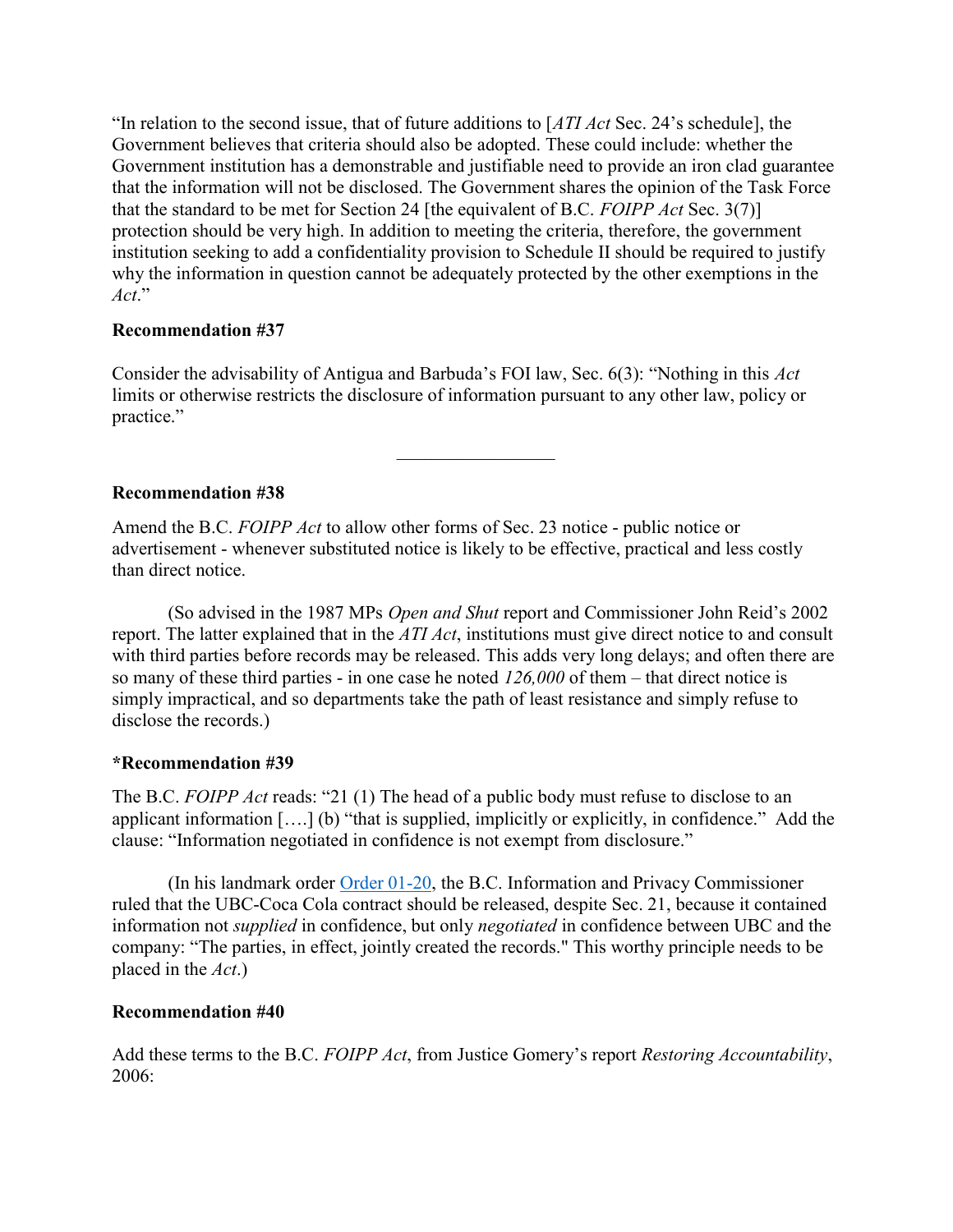"In relation to the second issue, that of future additions to [*ATI Act* Sec. 24's schedule], the Government believes that criteria should also be adopted. These could include: whether the Government institution has a demonstrable and justifiable need to provide an iron clad guarantee that the information will not be disclosed. The Government shares the opinion of the Task Force that the standard to be met for Section 24 [the equivalent of B.C. *FOIPP Act* Sec. 3(7)] protection should be very high. In addition to meeting the criteria, therefore, the government institution seeking to add a confidentiality provision to Schedule II should be required to justify why the information in question cannot be adequately protected by the other exemptions in the *Act*."

**Recommendation #37**

Consider the advisability of Antigua and Barbuda's FOI law, Sec. 6(3): "Nothing in this *Act* limits or otherwise restricts the disclosure of information pursuant to any other law, policy or practice."

---

**Recommendation #38**

Amend the B.C. *FOIPP Act* to allow other forms of Sec. 23 notice - public notice or advertisement - whenever substituted notice is likely to be effective, practical and less costly than direct notice.

(So advised in the 1987 MPs *Open and Shut* report and Commissioner John Reid's 2002 report. The latter explained that in the *ATI Act*, institutions must give direct notice to and consult with third parties before records may be released. This adds very long delays; and often there are so many of these third parties - in one case he noted *126,000* of them – that direct notice is simply impractical, and so departments take the path of least resistance and simply refuse to disclose the records.)

**\*Recommendation #39**

The B.C. *FOIPP Act* reads: "21 (1) The head of a public body must refuse to disclose to an applicant information [….] (b) "that is supplied, implicitly or explicitly, in confidence." Add the clause: "Information negotiated in confidence is not exempt from disclosure."

(In his landmark order Order 01-20, the B.C. Information and Privacy Commissioner ruled that the UBC-Coca Cola contract should be released, despite Sec. 21, because it contained information not *supplied* in confidence, but only *negotiated* in confidence between UBC and the company: "The parties, in effect, jointly created the records." This worthy principle needs to be placed in the *Act*.)

**Recommendation #40**

Add these terms to the B.C. *FOIPP Act*, from Justice Gomery's report *Restoring Accountability*, 2006: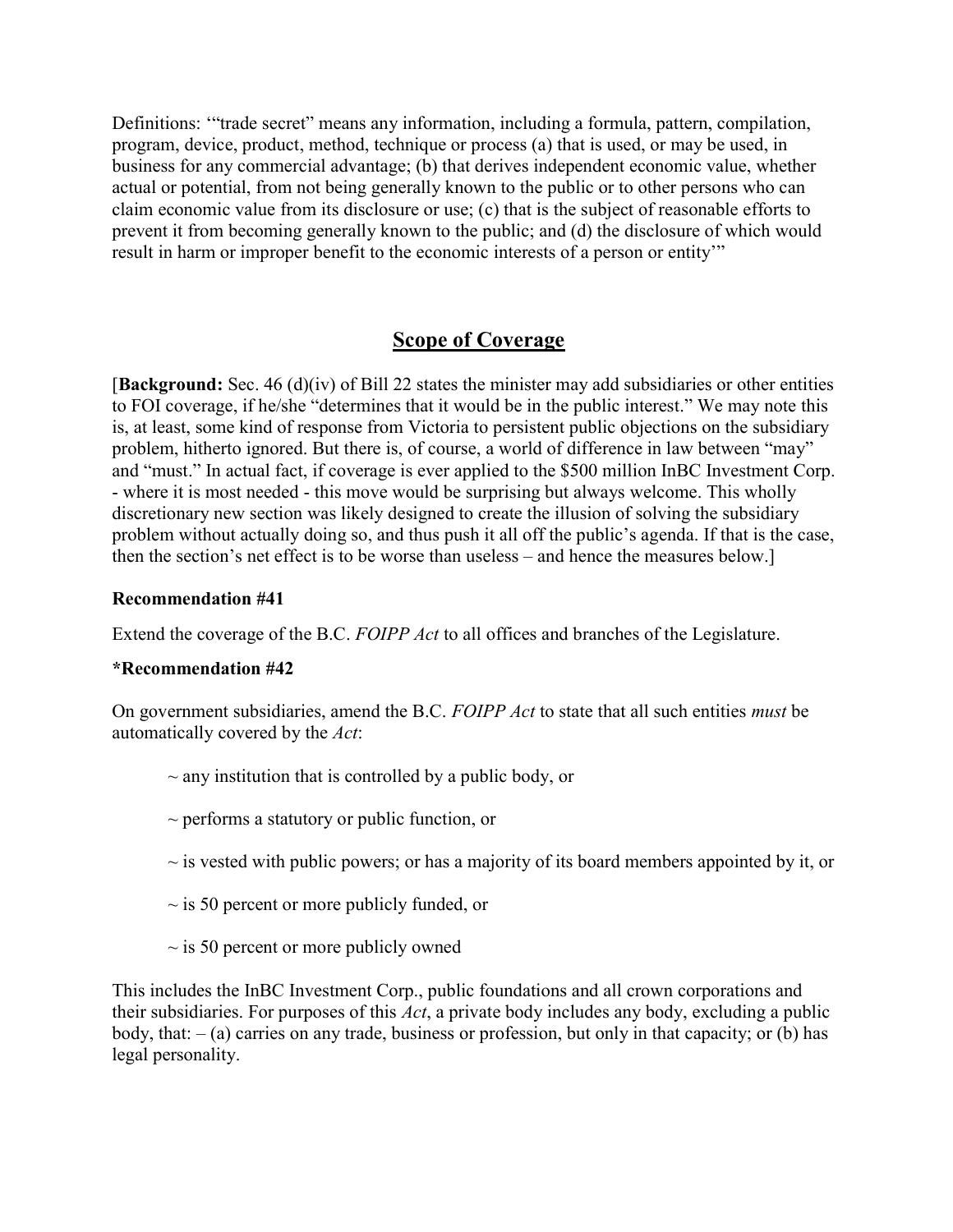Definitions: '"trade secret" means any information, including a formula, pattern, compilation, program, device, product, method, technique or process (a) that is used, or may be used, in business for any commercial advantage; (b) that derives independent economic value, whether actual or potential, from not being generally known to the public or to other persons who can claim economic value from its disclosure or use; (c) that is the subject of reasonable efforts to prevent it from becoming generally known to the public; and (d) the disclosure of which would result in harm or improper benefit to the economic interests of a person or entity'"

## Scope of Coverage

[**Background:** Sec. 46 (d)(iv) of Bill 22 states the minister may add subsidiaries or other entities to FOI coverage, if he/she "determines that it would be in the public interest." We may note this is, at least, some kind of response from Victoria to persistent public objections on the subsidiary problem, hitherto ignored. But there is, of course, a world of difference in law between "may" and "must." In actual fact, if coverage is ever applied to the $500 million InBC Investment Corp. - where it is most needed - this move would be surprising but always welcome. This wholly discretionary new section was likely designed to create the illusion of solving the subsidiary problem without actually doing so, and thus push it all off the public's agenda. If that is the case, then the section's net effect is to be worse than useless – and hence the measures below.]

**Recommendation #41**

Extend the coverage of the B.C. *FOIPP Act* to all offices and branches of the Legislature.

**\*Recommendation #42**

On government subsidiaries, amend the B.C. *FOIPP Act* to state that all such entities *must* be automatically covered by the *Act*:

~ any institution that is controlled by a public body, or

~ performs a statutory or public function, or

~ is vested with public powers; or has a majority of its board members appointed by it, or

~ is 50 percent or more publicly funded, or

~ is 50 percent or more publicly owned

This includes the InBC Investment Corp., public foundations and all crown corporations and their subsidiaries. For purposes of this *Act*, a private body includes any body, excluding a public body, that: – (a) carries on any trade, business or profession, but only in that capacity; or (b) has legal personality.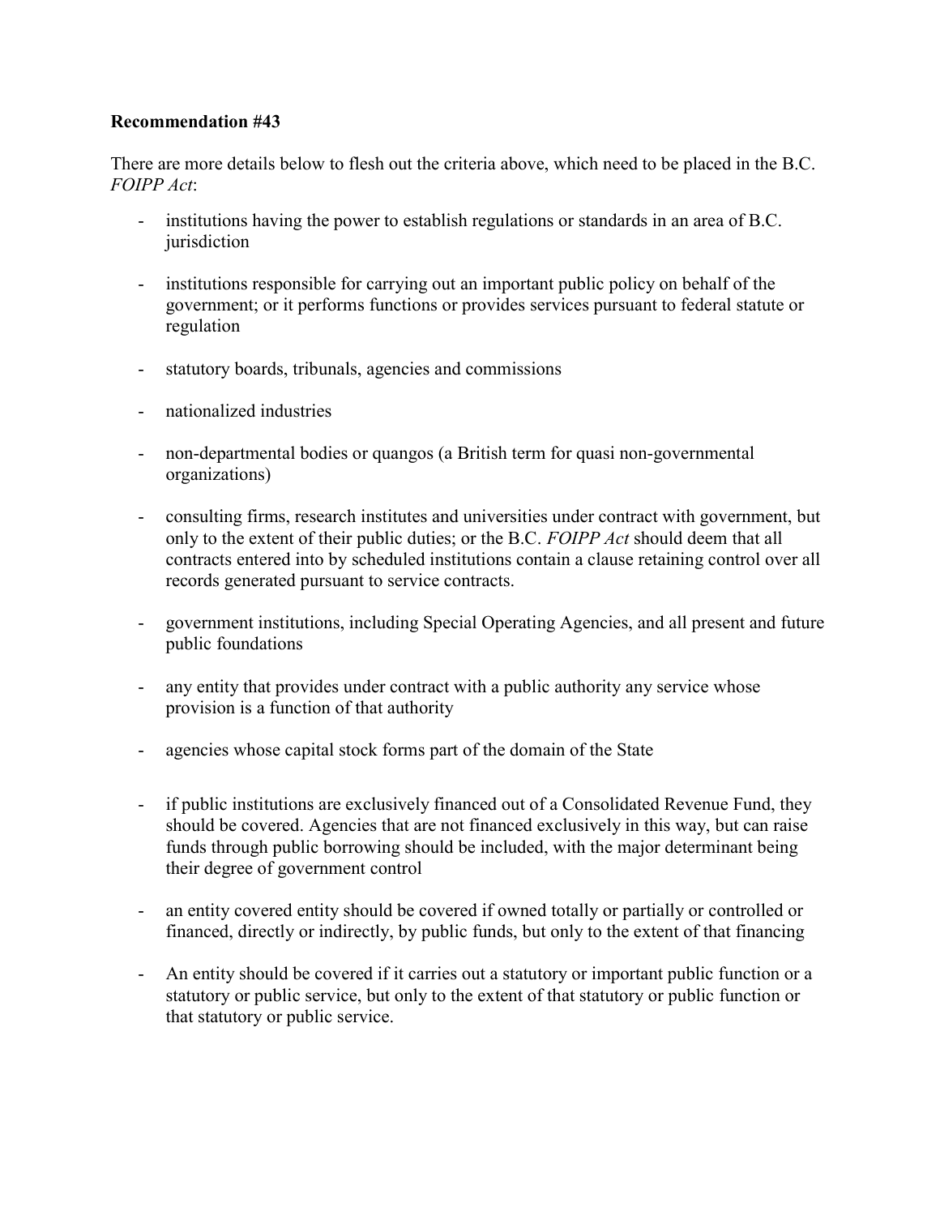**Recommendation #43**

There are more details below to flesh out the criteria above, which need to be placed in the B.C. *FOIPP Act*:

- institutions having the power to establish regulations or standards in an area of B.C. jurisdiction
- institutions responsible for carrying out an important public policy on behalf of the government; or it performs functions or provides services pursuant to federal statute or regulation
- statutory boards, tribunals, agencies and commissions
- nationalized industries
- non-departmental bodies or quangos (a British term for quasi non-governmental organizations)
- consulting firms, research institutes and universities under contract with government, but only to the extent of their public duties; or the B.C. *FOIPP Act* should deem that all contracts entered into by scheduled institutions contain a clause retaining control over all records generated pursuant to service contracts.
- government institutions, including Special Operating Agencies, and all present and future public foundations
- any entity that provides under contract with a public authority any service whose provision is a function of that authority
- agencies whose capital stock forms part of the domain of the State
- if public institutions are exclusively financed out of a Consolidated Revenue Fund, they should be covered. Agencies that are not financed exclusively in this way, but can raise funds through public borrowing should be included, with the major determinant being their degree of government control
- an entity covered entity should be covered if owned totally or partially or controlled or financed, directly or indirectly, by public funds, but only to the extent of that financing
- An entity should be covered if it carries out a statutory or important public function or a statutory or public service, but only to the extent of that statutory or public function or that statutory or public service.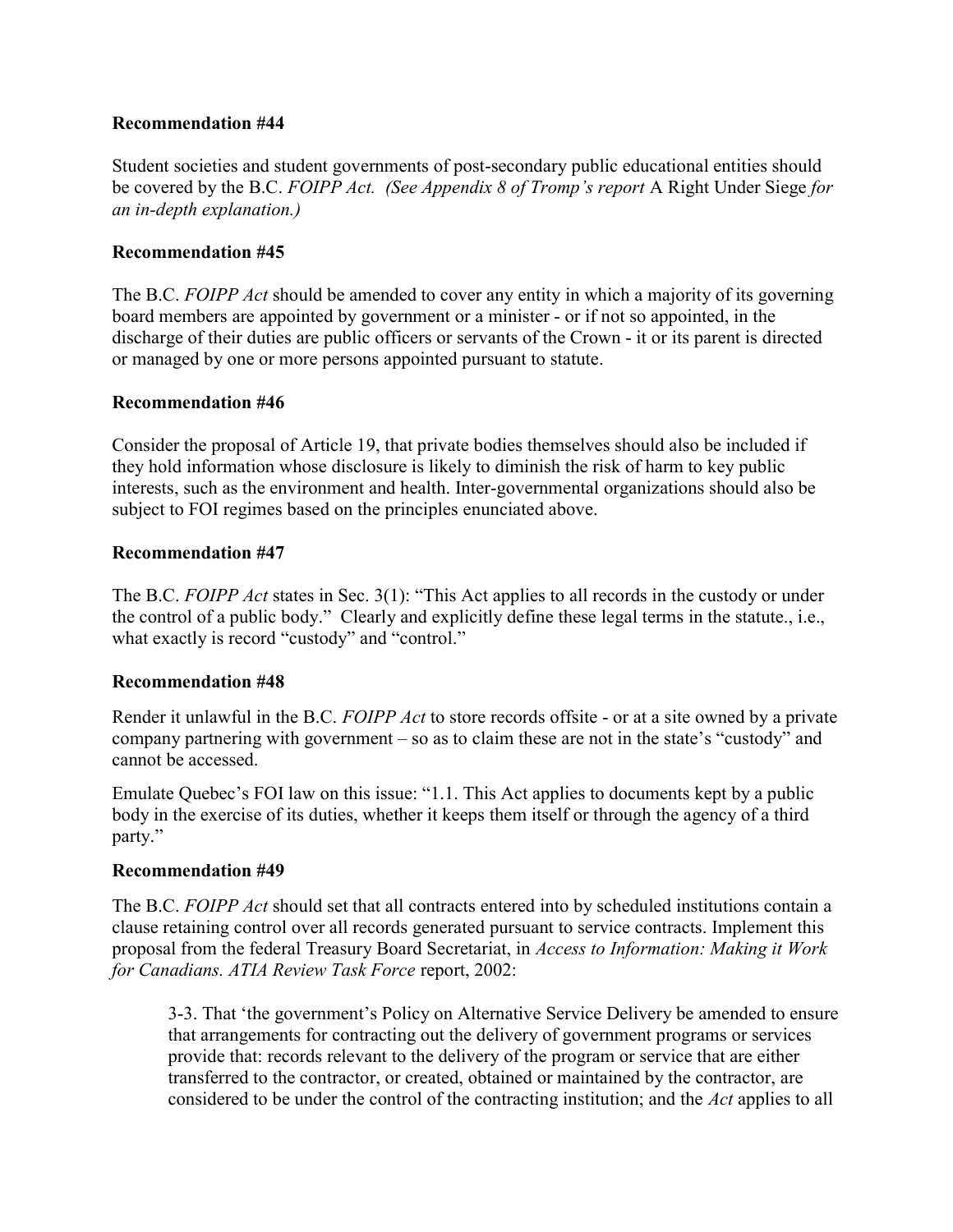**Recommendation #44**

Student societies and student governments of post-secondary public educational entities should be covered by the B.C. *FOIPP Act. (See Appendix 8 of Tromp's report* A Right Under Siege *for an in-depth explanation.)*

**Recommendation #45**

The B.C. *FOIPP Act* should be amended to cover any entity in which a majority of its governing board members are appointed by government or a minister - or if not so appointed, in the discharge of their duties are public officers or servants of the Crown - it or its parent is directed or managed by one or more persons appointed pursuant to statute.

**Recommendation #46**

Consider the proposal of Article 19, that private bodies themselves should also be included if they hold information whose disclosure is likely to diminish the risk of harm to key public interests, such as the environment and health. Inter-governmental organizations should also be subject to FOI regimes based on the principles enunciated above.

**Recommendation #47**

The B.C. *FOIPP Act* states in Sec. 3(1): "This Act applies to all records in the custody or under the control of a public body." Clearly and explicitly define these legal terms in the statute., i.e., what exactly is record "custody" and "control."

**Recommendation #48**

Render it unlawful in the B.C. *FOIPP Act* to store records offsite - or at a site owned by a private company partnering with government – so as to claim these are not in the state's "custody" and cannot be accessed.

Emulate Quebec's FOI law on this issue: "1.1. This Act applies to documents kept by a public body in the exercise of its duties, whether it keeps them itself or through the agency of a third party."

**Recommendation #49**

The B.C. *FOIPP Act* should set that all contracts entered into by scheduled institutions contain a clause retaining control over all records generated pursuant to service contracts. Implement this proposal from the federal Treasury Board Secretariat, in *Access to Information: Making it Work for Canadians. ATIA Review Task Force* report, 2002:

> 3-3. That 'the government's Policy on Alternative Service Delivery be amended to ensure that arrangements for contracting out the delivery of government programs or services provide that: records relevant to the delivery of the program or service that are either transferred to the contractor, or created, obtained or maintained by the contractor, are considered to be under the control of the contracting institution; and the *Act* applies to all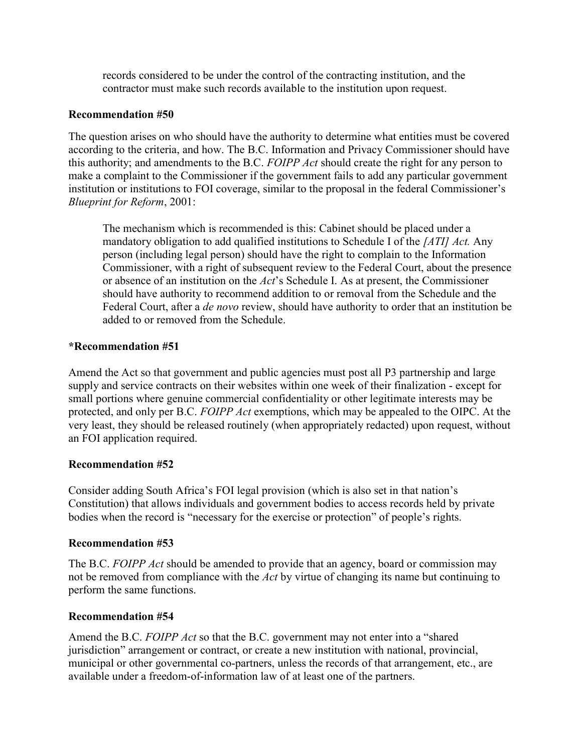records considered to be under the control of the contracting institution, and the contractor must make such records available to the institution upon request.

**Recommendation #50**

The question arises on who should have the authority to determine what entities must be covered according to the criteria, and how. The B.C. Information and Privacy Commissioner should have this authority; and amendments to the B.C. *FOIPP Act* should create the right for any person to make a complaint to the Commissioner if the government fails to add any particular government institution or institutions to FOI coverage, similar to the proposal in the federal Commissioner's *Blueprint for Reform*, 2001:

> The mechanism which is recommended is this: Cabinet should be placed under a mandatory obligation to add qualified institutions to Schedule I of the *[ATI] Act.* Any person (including legal person) should have the right to complain to the Information Commissioner, with a right of subsequent review to the Federal Court, about the presence or absence of an institution on the *Act*'s Schedule I. As at present, the Commissioner should have authority to recommend addition to or removal from the Schedule and the Federal Court, after a *de novo* review, should have authority to order that an institution be added to or removed from the Schedule.

**\*Recommendation #51**

Amend the Act so that government and public agencies must post all P3 partnership and large supply and service contracts on their websites within one week of their finalization - except for small portions where genuine commercial confidentiality or other legitimate interests may be protected, and only per B.C. *FOIPP Act* exemptions, which may be appealed to the OIPC. At the very least, they should be released routinely (when appropriately redacted) upon request, without an FOI application required.

**Recommendation #52**

Consider adding South Africa's FOI legal provision (which is also set in that nation's Constitution) that allows individuals and government bodies to access records held by private bodies when the record is "necessary for the exercise or protection" of people's rights.

**Recommendation #53**

The B.C. *FOIPP Act* should be amended to provide that an agency, board or commission may not be removed from compliance with the *Act* by virtue of changing its name but continuing to perform the same functions.

**Recommendation #54**

Amend the B.C. *FOIPP Act* so that the B.C. government may not enter into a "shared jurisdiction" arrangement or contract, or create a new institution with national, provincial, municipal or other governmental co-partners, unless the records of that arrangement, etc., are available under a freedom-of-information law of at least one of the partners.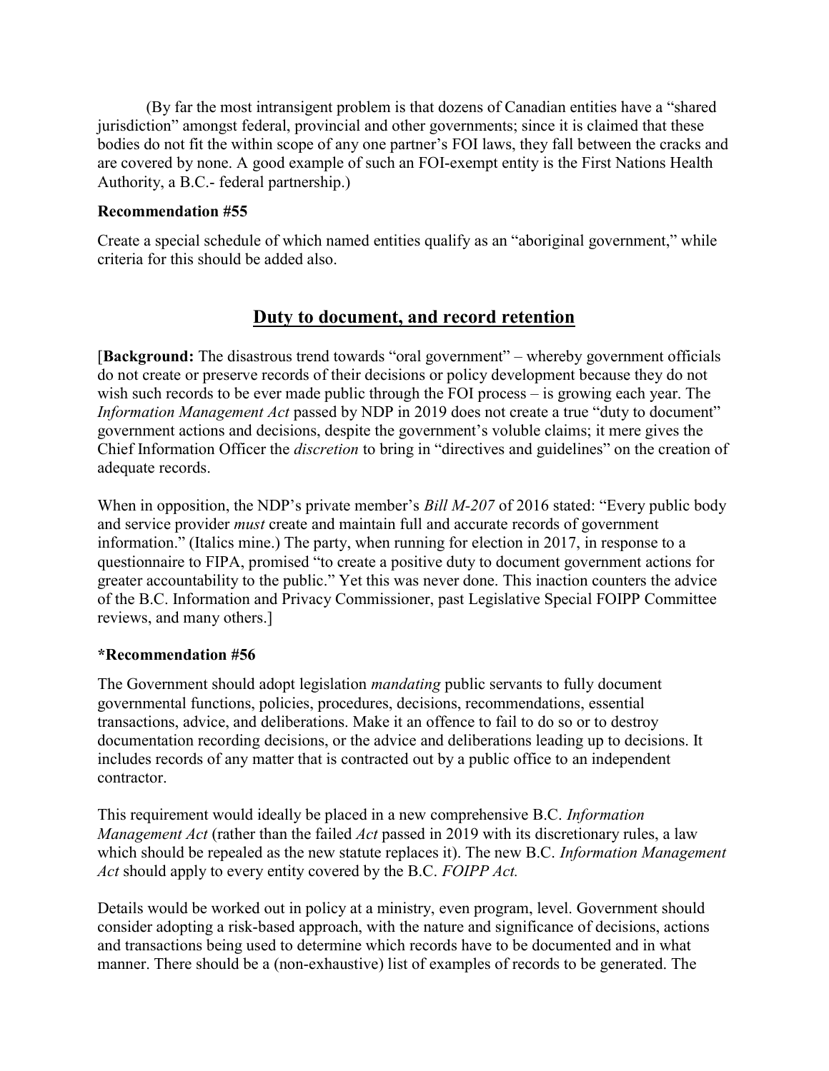(By far the most intransigent problem is that dozens of Canadian entities have a "shared jurisdiction" amongst federal, provincial and other governments; since it is claimed that these bodies do not fit the within scope of any one partner's FOI laws, they fall between the cracks and are covered by none. A good example of such an FOI-exempt entity is the First Nations Health Authority, a B.C.- federal partnership.)

**Recommendation #55**

Create a special schedule of which named entities qualify as an "aboriginal government," while criteria for this should be added also.

## Duty to document, and record retention

[**Background:** The disastrous trend towards "oral government" – whereby government officials do not create or preserve records of their decisions or policy development because they do not wish such records to be ever made public through the FOI process – is growing each year. The *Information Management Act* passed by NDP in 2019 does not create a true "duty to document" government actions and decisions, despite the government's voluble claims; it mere gives the Chief Information Officer the *discretion* to bring in "directives and guidelines" on the creation of adequate records.

When in opposition, the NDP's private member's *Bill M-207* of 2016 stated: "Every public body and service provider *must* create and maintain full and accurate records of government information." (Italics mine.) The party, when running for election in 2017, in response to a questionnaire to FIPA, promised "to create a positive duty to document government actions for greater accountability to the public." Yet this was never done. This inaction counters the advice of the B.C. Information and Privacy Commissioner, past Legislative Special FOIPP Committee reviews, and many others.]

**\*Recommendation #56**

The Government should adopt legislation *mandating* public servants to fully document governmental functions, policies, procedures, decisions, recommendations, essential transactions, advice, and deliberations. Make it an offence to fail to do so or to destroy documentation recording decisions, or the advice and deliberations leading up to decisions. It includes records of any matter that is contracted out by a public office to an independent contractor.

This requirement would ideally be placed in a new comprehensive B.C. *Information Management Act* (rather than the failed *Act* passed in 2019 with its discretionary rules, a law which should be repealed as the new statute replaces it). The new B.C. *Information Management Act* should apply to every entity covered by the B.C. *FOIPP Act.*

Details would be worked out in policy at a ministry, even program, level. Government should consider adopting a risk-based approach, with the nature and significance of decisions, actions and transactions being used to determine which records have to be documented and in what manner. There should be a (non-exhaustive) list of examples of records to be generated. The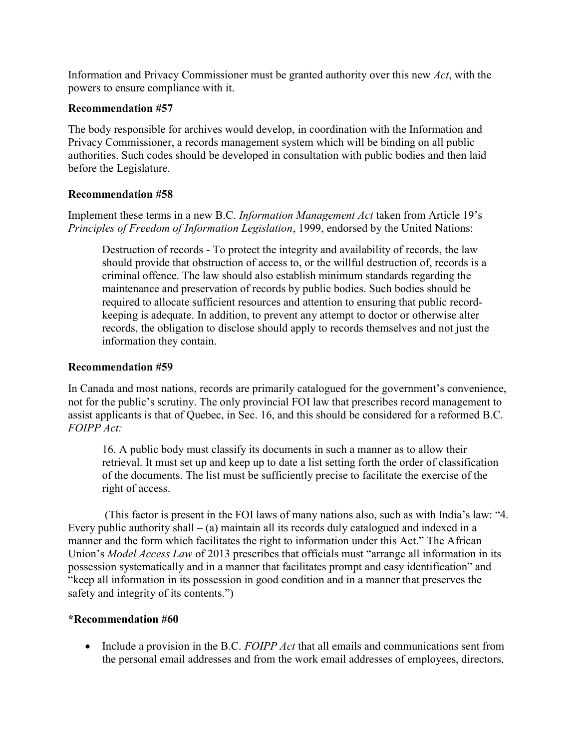Information and Privacy Commissioner must be granted authority over this new *Act*, with the powers to ensure compliance with it.

### Recommendation #57

The body responsible for archives would develop, in coordination with the Information and Privacy Commissioner, a records management system which will be binding on all public authorities. Such codes should be developed in consultation with public bodies and then laid before the Legislature.

### Recommendation #58

Implement these terms in a new B.C. *Information Management Act* taken from Article 19's *Principles of Freedom of Information Legislation*, 1999, endorsed by the United Nations:

> Destruction of records - To protect the integrity and availability of records, the law should provide that obstruction of access to, or the willful destruction of, records is a criminal offence. The law should also establish minimum standards regarding the maintenance and preservation of records by public bodies. Such bodies should be required to allocate sufficient resources and attention to ensuring that public record-keeping is adequate. In addition, to prevent any attempt to doctor or otherwise alter records, the obligation to disclose should apply to records themselves and not just the information they contain.

### Recommendation #59

In Canada and most nations, records are primarily catalogued for the government's convenience, not for the public's scrutiny. The only provincial FOI law that prescribes record management to assist applicants is that of Quebec, in Sec. 16, and this should be considered for a reformed B.C. *FOIPP Act:*

> 16. A public body must classify its documents in such a manner as to allow their retrieval. It must set up and keep up to date a list setting forth the order of classification of the documents. The list must be sufficiently precise to facilitate the exercise of the right of access.

(This factor is present in the FOI laws of many nations also, such as with India's law: "4. Every public authority shall – (a) maintain all its records duly catalogued and indexed in a manner and the form which facilitates the right to information under this Act." The African Union's *Model Access Law* of 2013 prescribes that officials must "arrange all information in its possession systematically and in a manner that facilitates prompt and easy identification" and "keep all information in its possession in good condition and in a manner that preserves the safety and integrity of its contents.")

### *Recommendation #60

- Include a provision in the B.C. *FOIPP Act* that all emails and communications sent from the personal email addresses and from the work email addresses of employees, directors,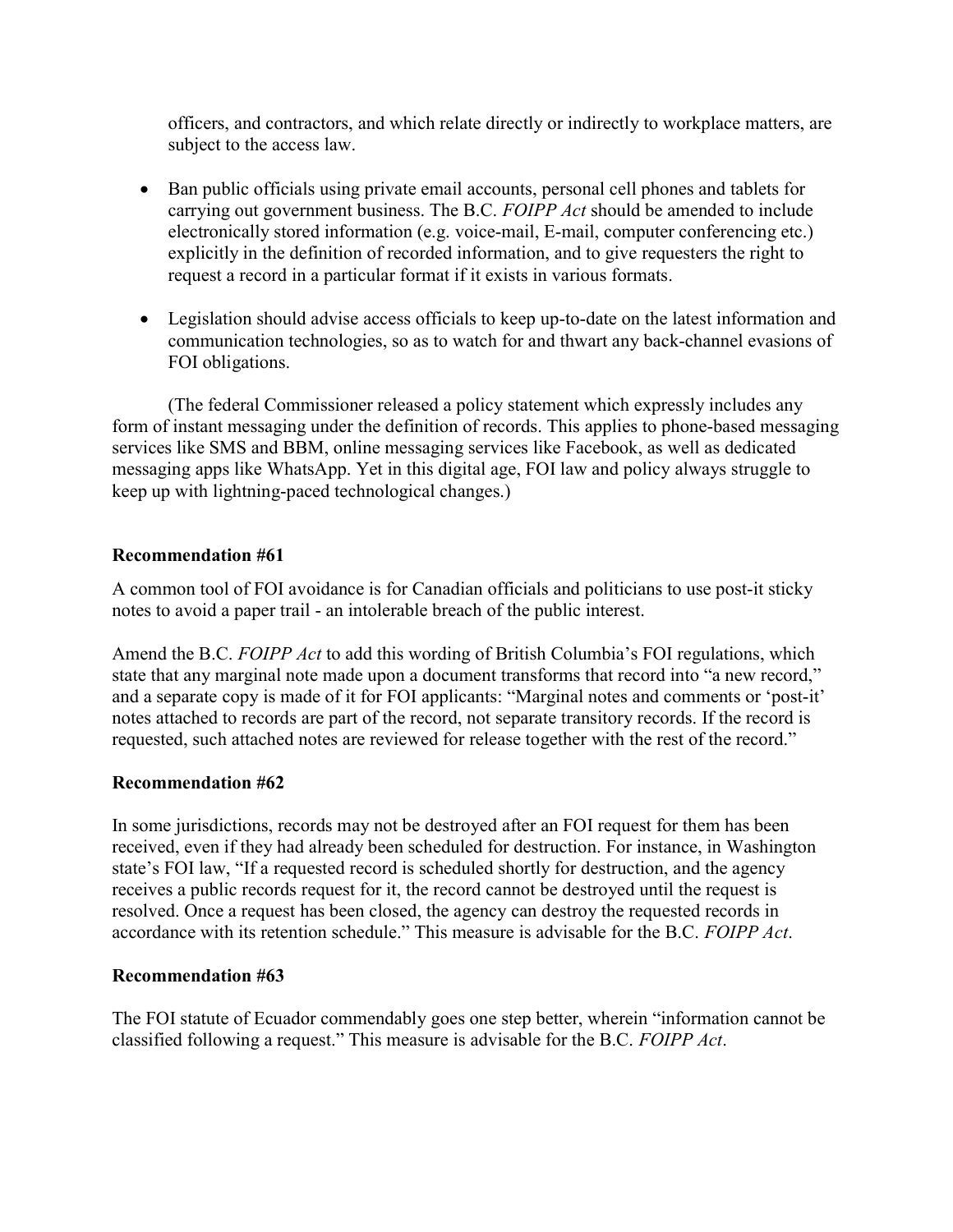officers, and contractors, and which relate directly or indirectly to workplace matters, are subject to the access law.

- Ban public officials using private email accounts, personal cell phones and tablets for carrying out government business. The B.C. *FOIPP Act* should be amended to include electronically stored information (e.g. voice-mail, E-mail, computer conferencing etc.) explicitly in the definition of recorded information, and to give requesters the right to request a record in a particular format if it exists in various formats.

- Legislation should advise access officials to keep up-to-date on the latest information and communication technologies, so as to watch for and thwart any back-channel evasions of FOI obligations.

(The federal Commissioner released a policy statement which expressly includes any form of instant messaging under the definition of records. This applies to phone-based messaging services like SMS and BBM, online messaging services like Facebook, as well as dedicated messaging apps like WhatsApp. Yet in this digital age, FOI law and policy always struggle to keep up with lightning-paced technological changes.)

**Recommendation #61**

A common tool of FOI avoidance is for Canadian officials and politicians to use post-it sticky notes to avoid a paper trail - an intolerable breach of the public interest.

Amend the B.C. *FOIPP Act* to add this wording of British Columbia's FOI regulations, which state that any marginal note made upon a document transforms that record into "a new record," and a separate copy is made of it for FOI applicants: "Marginal notes and comments or 'post-it' notes attached to records are part of the record, not separate transitory records. If the record is requested, such attached notes are reviewed for release together with the rest of the record."

**Recommendation #62**

In some jurisdictions, records may not be destroyed after an FOI request for them has been received, even if they had already been scheduled for destruction. For instance, in Washington state's FOI law, "If a requested record is scheduled shortly for destruction, and the agency receives a public records request for it, the record cannot be destroyed until the request is resolved. Once a request has been closed, the agency can destroy the requested records in accordance with its retention schedule." This measure is advisable for the B.C. *FOIPP Act*.

**Recommendation #63**

The FOI statute of Ecuador commendably goes one step better, wherein "information cannot be classified following a request." This measure is advisable for the B.C. *FOIPP Act*.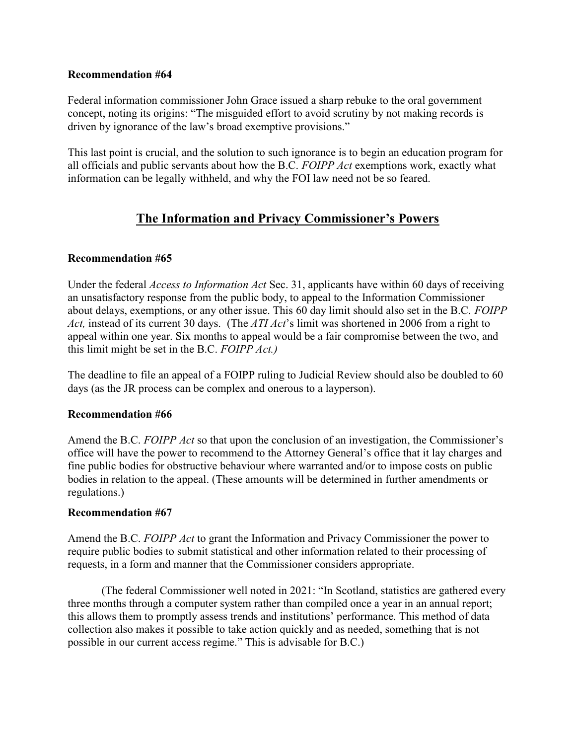**Recommendation #64**

Federal information commissioner John Grace issued a sharp rebuke to the oral government concept, noting its origins: "The misguided effort to avoid scrutiny by not making records is driven by ignorance of the law's broad exemptive provisions."

This last point is crucial, and the solution to such ignorance is to begin an education program for all officials and public servants about how the B.C. *FOIPP Act* exemptions work, exactly what information can be legally withheld, and why the FOI law need not be so feared.

## The Information and Privacy Commissioner's Powers

**Recommendation #65**

Under the federal *Access to Information Act* Sec. 31, applicants have within 60 days of receiving an unsatisfactory response from the public body, to appeal to the Information Commissioner about delays, exemptions, or any other issue. This 60 day limit should also set in the B.C. *FOIPP Act,* instead of its current 30 days. (The *ATI Act*'s limit was shortened in 2006 from a right to appeal within one year. Six months to appeal would be a fair compromise between the two, and this limit might be set in the B.C. *FOIPP Act.)*

The deadline to file an appeal of a FOIPP ruling to Judicial Review should also be doubled to 60 days (as the JR process can be complex and onerous to a layperson).

**Recommendation #66**

Amend the B.C. *FOIPP Act* so that upon the conclusion of an investigation, the Commissioner's office will have the power to recommend to the Attorney General's office that it lay charges and fine public bodies for obstructive behaviour where warranted and/or to impose costs on public bodies in relation to the appeal. (These amounts will be determined in further amendments or regulations.)

**Recommendation #67**

Amend the B.C. *FOIPP Act* to grant the Information and Privacy Commissioner the power to require public bodies to submit statistical and other information related to their processing of requests, in a form and manner that the Commissioner considers appropriate.

(The federal Commissioner well noted in 2021: "In Scotland, statistics are gathered every three months through a computer system rather than compiled once a year in an annual report; this allows them to promptly assess trends and institutions' performance. This method of data collection also makes it possible to take action quickly and as needed, something that is not possible in our current access regime." This is advisable for B.C.)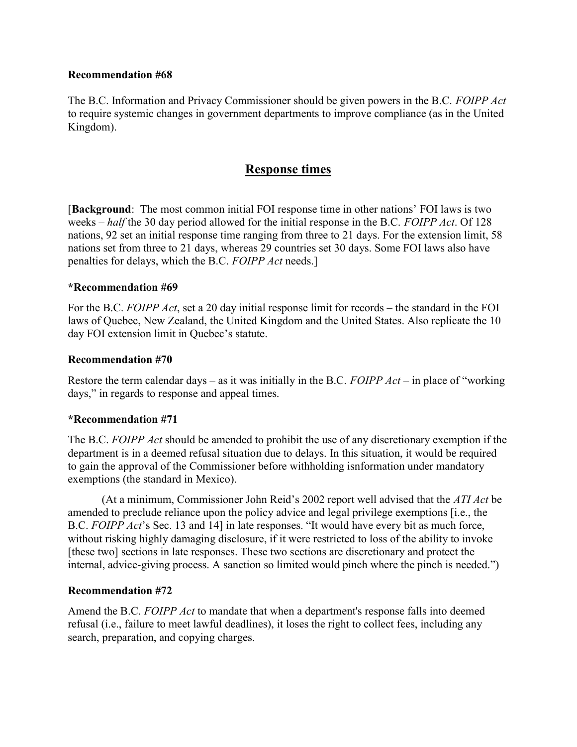**Recommendation #68**

The B.C. Information and Privacy Commissioner should be given powers in the B.C. *FOIPP Act* to require systemic changes in government departments to improve compliance (as in the United Kingdom).

## Response times

[**Background**: The most common initial FOI response time in other nations' FOI laws is two weeks – *half* the 30 day period allowed for the initial response in the B.C. *FOIPP Act*. Of 128 nations, 92 set an initial response time ranging from three to 21 days. For the extension limit, 58 nations set from three to 21 days, whereas 29 countries set 30 days. Some FOI laws also have penalties for delays, which the B.C. *FOIPP Act* needs.]

**\*Recommendation #69**

For the B.C. *FOIPP Act*, set a 20 day initial response limit for records – the standard in the FOI laws of Quebec, New Zealand, the United Kingdom and the United States. Also replicate the 10 day FOI extension limit in Quebec's statute.

**Recommendation #70**

Restore the term calendar days – as it was initially in the B.C. *FOIPP Act* – in place of "working days," in regards to response and appeal times.

**\*Recommendation #71**

The B.C. *FOIPP Act* should be amended to prohibit the use of any discretionary exemption if the department is in a deemed refusal situation due to delays. In this situation, it would be required to gain the approval of the Commissioner before withholding isnformation under mandatory exemptions (the standard in Mexico).

(At a minimum, Commissioner John Reid's 2002 report well advised that the *ATI Act* be amended to preclude reliance upon the policy advice and legal privilege exemptions [i.e., the B.C. *FOIPP Act*'s Sec. 13 and 14] in late responses. "It would have every bit as much force, without risking highly damaging disclosure, if it were restricted to loss of the ability to invoke [these two] sections in late responses. These two sections are discretionary and protect the internal, advice-giving process. A sanction so limited would pinch where the pinch is needed.")

**Recommendation #72**

Amend the B.C. *FOIPP Act* to mandate that when a department's response falls into deemed refusal (i.e., failure to meet lawful deadlines), it loses the right to collect fees, including any search, preparation, and copying charges.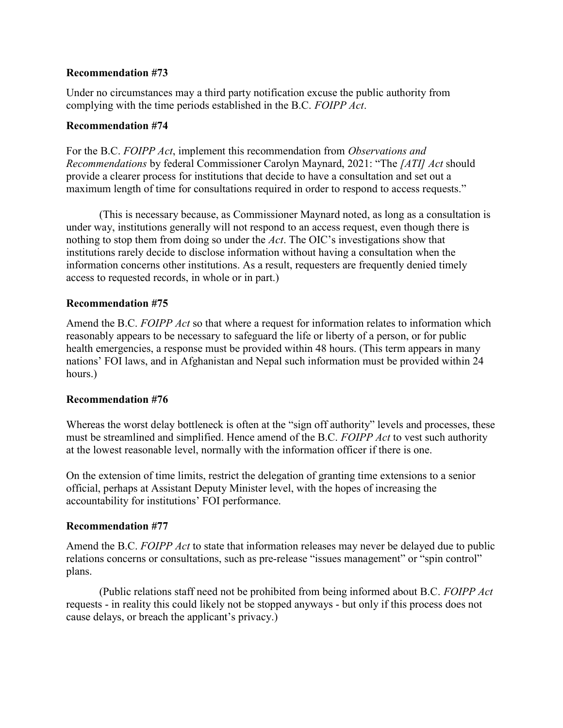**Recommendation #73**

Under no circumstances may a third party notification excuse the public authority from complying with the time periods established in the B.C. *FOIPP Act*.

**Recommendation #74**

For the B.C. *FOIPP Act*, implement this recommendation from *Observations and Recommendations* by federal Commissioner Carolyn Maynard, 2021: "The *[ATI] Act* should provide a clearer process for institutions that decide to have a consultation and set out a maximum length of time for consultations required in order to respond to access requests."

(This is necessary because, as Commissioner Maynard noted, as long as a consultation is under way, institutions generally will not respond to an access request, even though there is nothing to stop them from doing so under the *Act*. The OIC's investigations show that institutions rarely decide to disclose information without having a consultation when the information concerns other institutions. As a result, requesters are frequently denied timely access to requested records, in whole or in part.)

**Recommendation #75**

Amend the B.C. *FOIPP Act* so that where a request for information relates to information which reasonably appears to be necessary to safeguard the life or liberty of a person, or for public health emergencies, a response must be provided within 48 hours. (This term appears in many nations' FOI laws, and in Afghanistan and Nepal such information must be provided within 24 hours.)

**Recommendation #76**

Whereas the worst delay bottleneck is often at the "sign off authority" levels and processes, these must be streamlined and simplified. Hence amend of the B.C. *FOIPP Act* to vest such authority at the lowest reasonable level, normally with the information officer if there is one.

On the extension of time limits, restrict the delegation of granting time extensions to a senior official, perhaps at Assistant Deputy Minister level, with the hopes of increasing the accountability for institutions' FOI performance.

**Recommendation #77**

Amend the B.C. *FOIPP Act* to state that information releases may never be delayed due to public relations concerns or consultations, such as pre-release "issues management" or "spin control" plans.

(Public relations staff need not be prohibited from being informed about B.C. *FOIPP Act* requests - in reality this could likely not be stopped anyways - but only if this process does not cause delays, or breach the applicant's privacy.)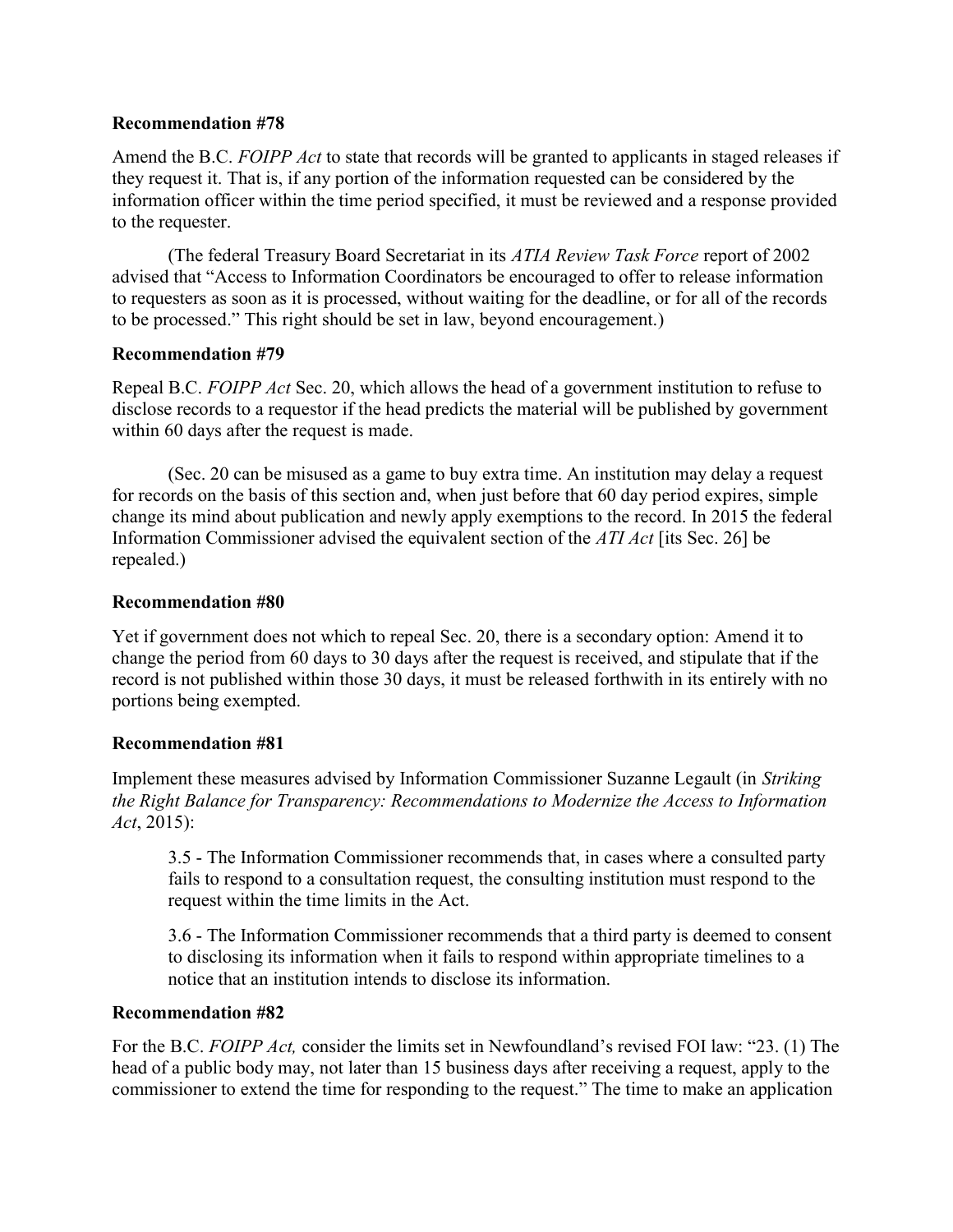**Recommendation #78**

Amend the B.C. *FOIPP Act* to state that records will be granted to applicants in staged releases if they request it. That is, if any portion of the information requested can be considered by the information officer within the time period specified, it must be reviewed and a response provided to the requester.

(The federal Treasury Board Secretariat in its *ATIA Review Task Force* report of 2002 advised that "Access to Information Coordinators be encouraged to offer to release information to requesters as soon as it is processed, without waiting for the deadline, or for all of the records to be processed." This right should be set in law, beyond encouragement.)

**Recommendation #79**

Repeal B.C. *FOIPP Act* Sec. 20, which allows the head of a government institution to refuse to disclose records to a requestor if the head predicts the material will be published by government within 60 days after the request is made.

(Sec. 20 can be misused as a game to buy extra time. An institution may delay a request for records on the basis of this section and, when just before that 60 day period expires, simple change its mind about publication and newly apply exemptions to the record. In 2015 the federal Information Commissioner advised the equivalent section of the *ATI Act* [its Sec. 26] be repealed.)

**Recommendation #80**

Yet if government does not which to repeal Sec. 20, there is a secondary option: Amend it to change the period from 60 days to 30 days after the request is received, and stipulate that if the record is not published within those 30 days, it must be released forthwith in its entirely with no portions being exempted.

**Recommendation #81**

Implement these measures advised by Information Commissioner Suzanne Legault (in *Striking the Right Balance for Transparency: Recommendations to Modernize the Access to Information Act*, 2015):

> 3.5 - The Information Commissioner recommends that, in cases where a consulted party fails to respond to a consultation request, the consulting institution must respond to the request within the time limits in the Act.
>
> 3.6 - The Information Commissioner recommends that a third party is deemed to consent to disclosing its information when it fails to respond within appropriate timelines to a notice that an institution intends to disclose its information.

**Recommendation #82**

For the B.C. *FOIPP Act,* consider the limits set in Newfoundland's revised FOI law: "23. (1) The head of a public body may, not later than 15 business days after receiving a request, apply to the commissioner to extend the time for responding to the request." The time to make an application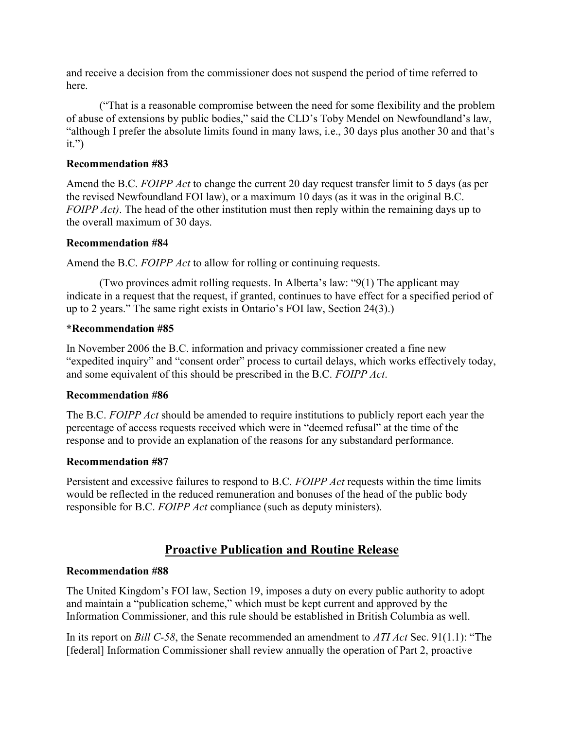and receive a decision from the commissioner does not suspend the period of time referred to here.

("That is a reasonable compromise between the need for some flexibility and the problem of abuse of extensions by public bodies," said the CLD's Toby Mendel on Newfoundland's law, "although I prefer the absolute limits found in many laws, i.e., 30 days plus another 30 and that's it.")

**Recommendation #83**

Amend the B.C. *FOIPP Act* to change the current 20 day request transfer limit to 5 days (as per the revised Newfoundland FOI law), or a maximum 10 days (as it was in the original B.C. *FOIPP Act)*. The head of the other institution must then reply within the remaining days up to the overall maximum of 30 days.

**Recommendation #84**

Amend the B.C. *FOIPP Act* to allow for rolling or continuing requests.

(Two provinces admit rolling requests. In Alberta's law: "9(1) The applicant may indicate in a request that the request, if granted, continues to have effect for a specified period of up to 2 years." The same right exists in Ontario's FOI law, Section 24(3).)

**\*Recommendation #85**

In November 2006 the B.C. information and privacy commissioner created a fine new "expedited inquiry" and "consent order" process to curtail delays, which works effectively today, and some equivalent of this should be prescribed in the B.C. *FOIPP Act*.

**Recommendation #86**

The B.C. *FOIPP Act* should be amended to require institutions to publicly report each year the percentage of access requests received which were in "deemed refusal" at the time of the response and to provide an explanation of the reasons for any substandard performance.

**Recommendation #87**

Persistent and excessive failures to respond to B.C. *FOIPP Act* requests within the time limits would be reflected in the reduced remuneration and bonuses of the head of the public body responsible for B.C. *FOIPP Act* compliance (such as deputy ministers).

## Proactive Publication and Routine Release

**Recommendation #88**

The United Kingdom's FOI law, Section 19, imposes a duty on every public authority to adopt and maintain a "publication scheme," which must be kept current and approved by the Information Commissioner, and this rule should be established in British Columbia as well.

In its report on *Bill C-58*, the Senate recommended an amendment to *ATI Act* Sec. 91(1.1): "The [federal] Information Commissioner shall review annually the operation of Part 2, proactive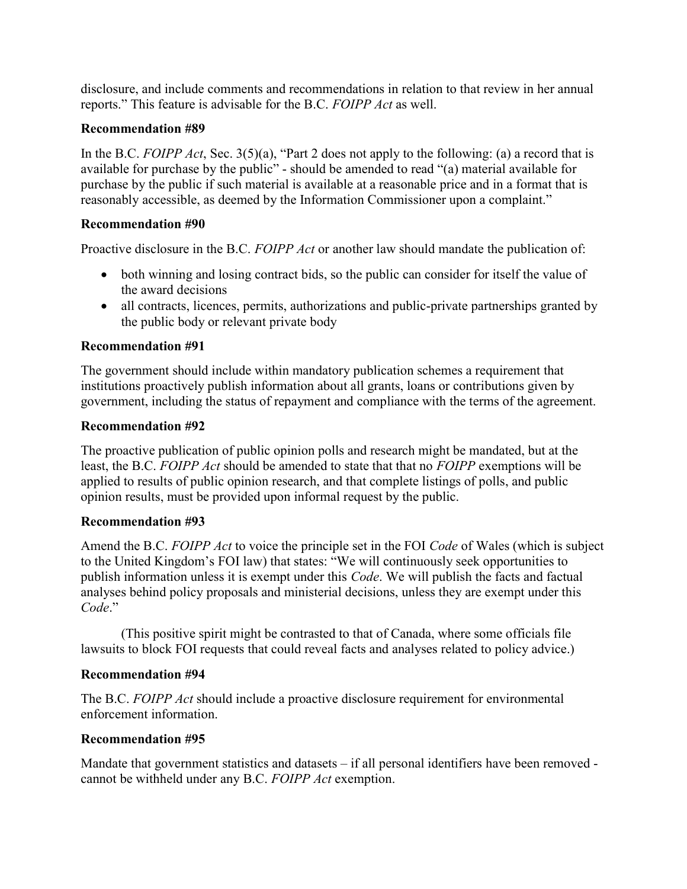disclosure, and include comments and recommendations in relation to that review in her annual reports." This feature is advisable for the B.C. *FOIPP Act* as well.

**Recommendation #89**

In the B.C. *FOIPP Act*, Sec. 3(5)(a), "Part 2 does not apply to the following: (a) a record that is available for purchase by the public" - should be amended to read "(a) material available for purchase by the public if such material is available at a reasonable price and in a format that is reasonably accessible, as deemed by the Information Commissioner upon a complaint."

**Recommendation #90**

Proactive disclosure in the B.C. *FOIPP Act* or another law should mandate the publication of:

- both winning and losing contract bids, so the public can consider for itself the value of the award decisions
- all contracts, licences, permits, authorizations and public-private partnerships granted by the public body or relevant private body

**Recommendation #91**

The government should include within mandatory publication schemes a requirement that institutions proactively publish information about all grants, loans or contributions given by government, including the status of repayment and compliance with the terms of the agreement.

**Recommendation #92**

The proactive publication of public opinion polls and research might be mandated, but at the least, the B.C. *FOIPP Act* should be amended to state that that no *FOIPP* exemptions will be applied to results of public opinion research, and that complete listings of polls, and public opinion results, must be provided upon informal request by the public.

**Recommendation #93**

Amend the B.C. *FOIPP Act* to voice the principle set in the FOI *Code* of Wales (which is subject to the United Kingdom's FOI law) that states: "We will continuously seek opportunities to publish information unless it is exempt under this *Code*. We will publish the facts and factual analyses behind policy proposals and ministerial decisions, unless they are exempt under this *Code*."

(This positive spirit might be contrasted to that of Canada, where some officials file lawsuits to block FOI requests that could reveal facts and analyses related to policy advice.)

**Recommendation #94**

The B.C. *FOIPP Act* should include a proactive disclosure requirement for environmental enforcement information.

**Recommendation #95**

Mandate that government statistics and datasets – if all personal identifiers have been removed - cannot be withheld under any B.C. *FOIPP Act* exemption.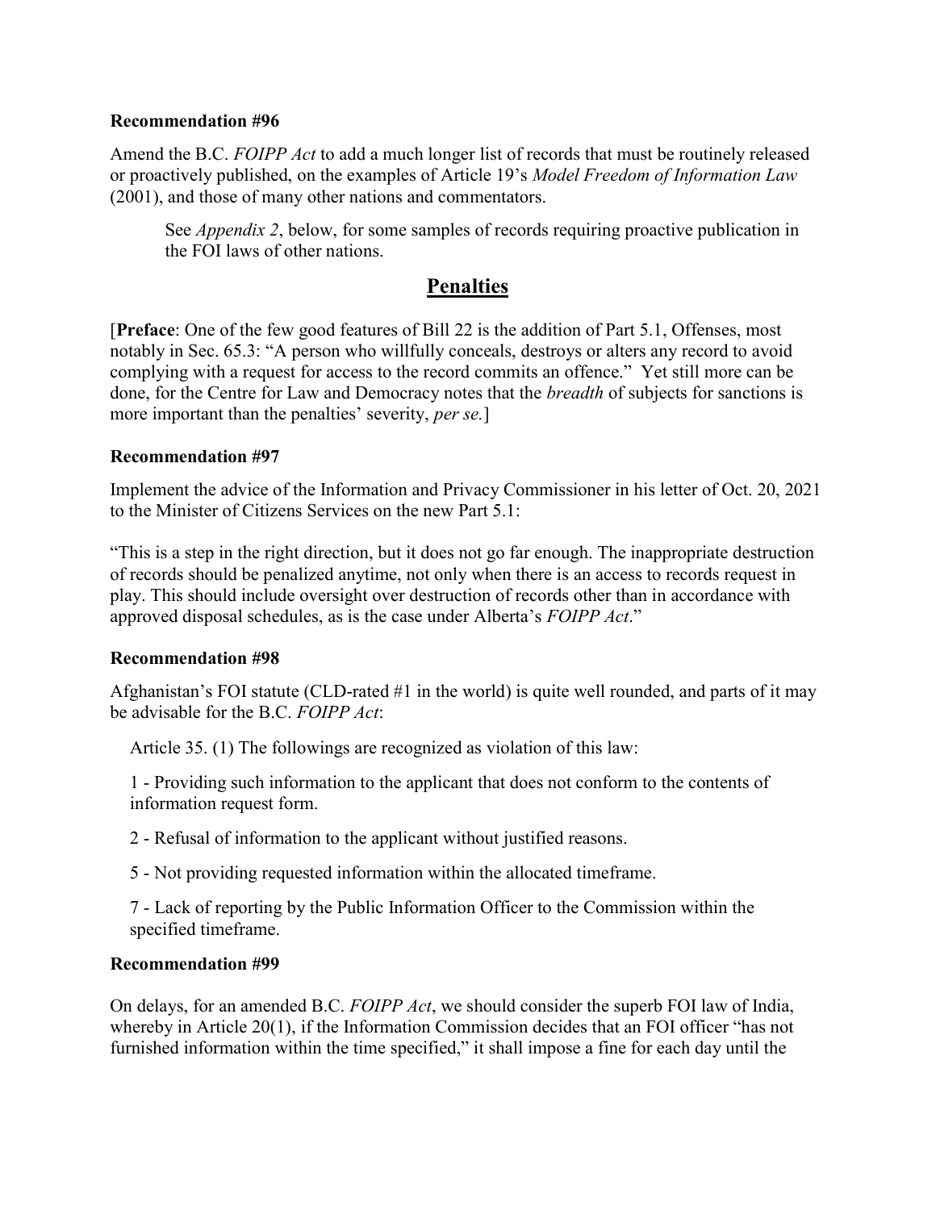**Recommendation #96**

Amend the B.C. *FOIPP Act* to add a much longer list of records that must be routinely released or proactively published, on the examples of Article 19's *Model Freedom of Information Law* (2001), and those of many other nations and commentators.

> See *Appendix 2*, below, for some samples of records requiring proactive publication in the FOI laws of other nations.

## Penalties

[**Preface**: One of the few good features of Bill 22 is the addition of Part 5.1, Offenses, most notably in Sec. 65.3: "A person who willfully conceals, destroys or alters any record to avoid complying with a request for access to the record commits an offence." Yet still more can be done, for the Centre for Law and Democracy notes that the *breadth* of subjects for sanctions is more important than the penalties' severity, *per se.*]

**Recommendation #97**

Implement the advice of the Information and Privacy Commissioner in his letter of Oct. 20, 2021 to the Minister of Citizens Services on the new Part 5.1:

"This is a step in the right direction, but it does not go far enough. The inappropriate destruction of records should be penalized anytime, not only when there is an access to records request in play. This should include oversight over destruction of records other than in accordance with approved disposal schedules, as is the case under Alberta's *FOIPP Act*."

**Recommendation #98**

Afghanistan's FOI statute (CLD-rated #1 in the world) is quite well rounded, and parts of it may be advisable for the B.C. *FOIPP Act*:

> Article 35. (1) The followings are recognized as violation of this law:
>
> 1 - Providing such information to the applicant that does not conform to the contents of information request form.
>
> 2 - Refusal of information to the applicant without justified reasons.
>
> 5 - Not providing requested information within the allocated timeframe.
>
> 7 - Lack of reporting by the Public Information Officer to the Commission within the specified timeframe.

**Recommendation #99**

On delays, for an amended B.C. *FOIPP Act*, we should consider the superb FOI law of India, whereby in Article 20(1), if the Information Commission decides that an FOI officer "has not furnished information within the time specified," it shall impose a fine for each day until the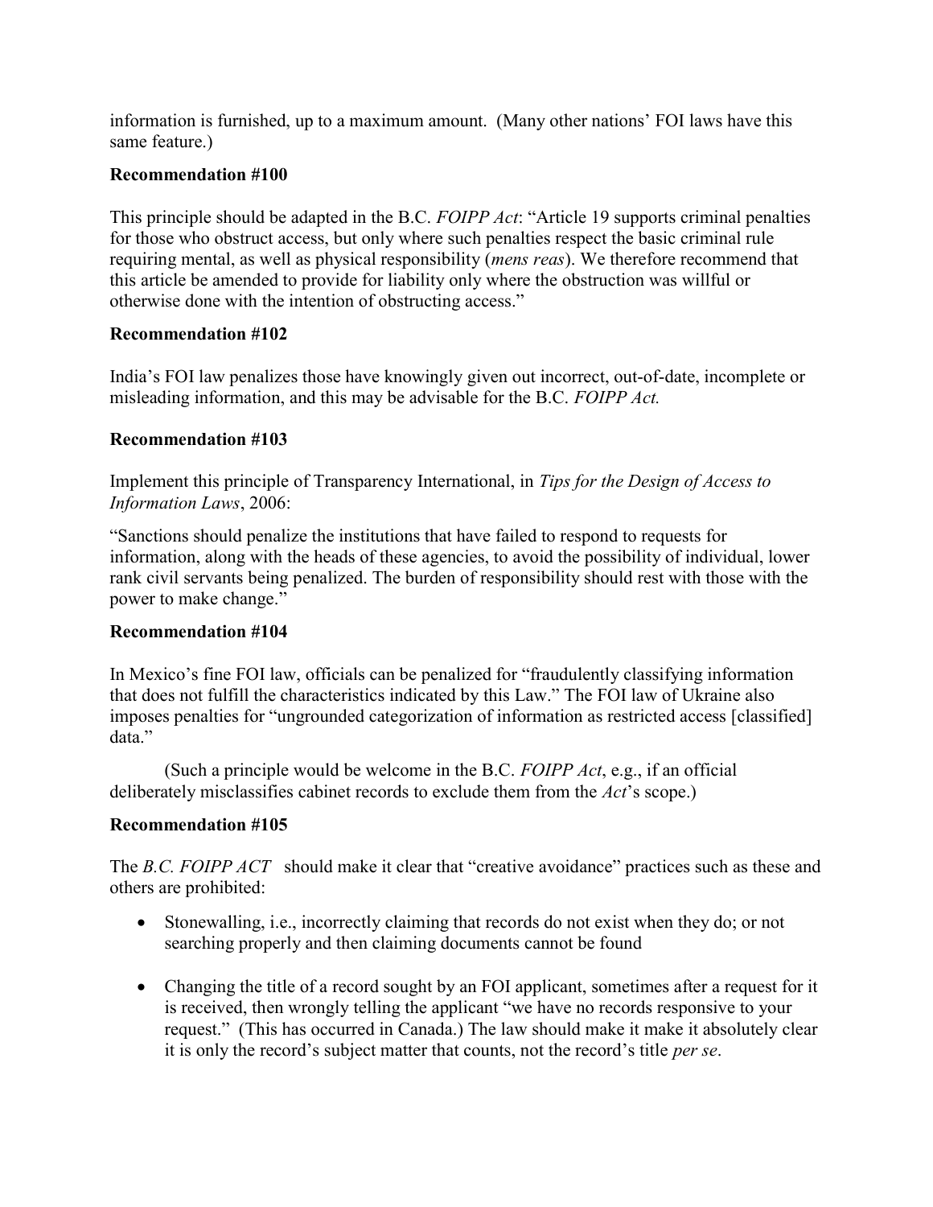information is furnished, up to a maximum amount. (Many other nations' FOI laws have this same feature.)

**Recommendation #100**

This principle should be adapted in the B.C. *FOIPP Act*: "Article 19 supports criminal penalties for those who obstruct access, but only where such penalties respect the basic criminal rule requiring mental, as well as physical responsibility (*mens reas*). We therefore recommend that this article be amended to provide for liability only where the obstruction was willful or otherwise done with the intention of obstructing access."

**Recommendation #102**

India's FOI law penalizes those have knowingly given out incorrect, out-of-date, incomplete or misleading information, and this may be advisable for the B.C. *FOIPP Act.*

**Recommendation #103**

Implement this principle of Transparency International, in *Tips for the Design of Access to Information Laws*, 2006:

"Sanctions should penalize the institutions that have failed to respond to requests for information, along with the heads of these agencies, to avoid the possibility of individual, lower rank civil servants being penalized. The burden of responsibility should rest with those with the power to make change."

**Recommendation #104**

In Mexico's fine FOI law, officials can be penalized for "fraudulently classifying information that does not fulfill the characteristics indicated by this Law." The FOI law of Ukraine also imposes penalties for "ungrounded categorization of information as restricted access [classified] data."

(Such a principle would be welcome in the B.C. *FOIPP Act*, e.g., if an official deliberately misclassifies cabinet records to exclude them from the *Act*'s scope.)

**Recommendation #105**

The *B.C. FOIPP ACT* should make it clear that "creative avoidance" practices such as these and others are prohibited:

- Stonewalling, i.e., incorrectly claiming that records do not exist when they do; or not searching properly and then claiming documents cannot be found

- Changing the title of a record sought by an FOI applicant, sometimes after a request for it is received, then wrongly telling the applicant "we have no records responsive to your request." (This has occurred in Canada.) The law should make it make it absolutely clear it is only the record's subject matter that counts, not the record's title *per se*.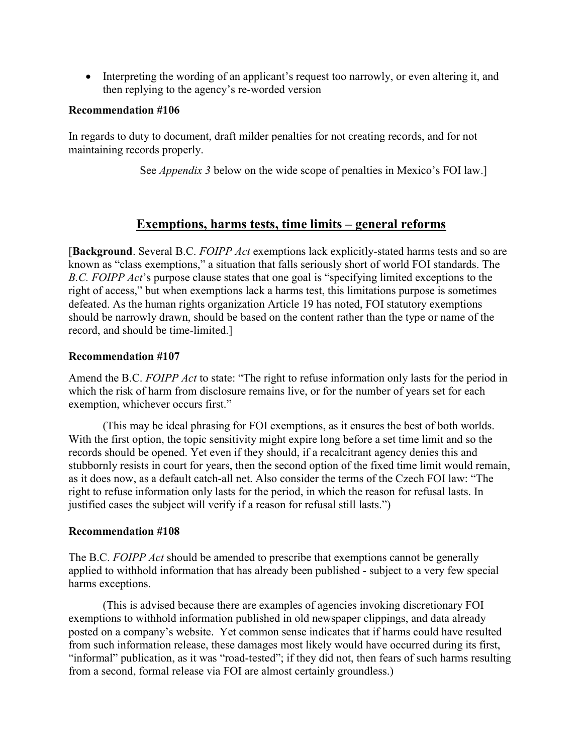- Interpreting the wording of an applicant's request too narrowly, or even altering it, and then replying to the agency's re-worded version

**Recommendation #106**

In regards to duty to document, draft milder penalties for not creating records, and for not maintaining records properly.

See *Appendix 3* below on the wide scope of penalties in Mexico's FOI law.]

## Exemptions, harms tests, time limits – general reforms

[**Background**. Several B.C. *FOIPP Act* exemptions lack explicitly-stated harms tests and so are known as "class exemptions," a situation that falls seriously short of world FOI standards. The *B.C. FOIPP Act*'s purpose clause states that one goal is "specifying limited exceptions to the right of access," but when exemptions lack a harms test, this limitations purpose is sometimes defeated. As the human rights organization Article 19 has noted, FOI statutory exemptions should be narrowly drawn, should be based on the content rather than the type or name of the record, and should be time-limited.]

**Recommendation #107**

Amend the B.C. *FOIPP Act* to state: "The right to refuse information only lasts for the period in which the risk of harm from disclosure remains live, or for the number of years set for each exemption, whichever occurs first."

(This may be ideal phrasing for FOI exemptions, as it ensures the best of both worlds. With the first option, the topic sensitivity might expire long before a set time limit and so the records should be opened. Yet even if they should, if a recalcitrant agency denies this and stubbornly resists in court for years, then the second option of the fixed time limit would remain, as it does now, as a default catch-all net. Also consider the terms of the Czech FOI law: "The right to refuse information only lasts for the period, in which the reason for refusal lasts. In justified cases the subject will verify if a reason for refusal still lasts.")

**Recommendation #108**

The B.C. *FOIPP Act* should be amended to prescribe that exemptions cannot be generally applied to withhold information that has already been published - subject to a very few special harms exceptions.

(This is advised because there are examples of agencies invoking discretionary FOI exemptions to withhold information published in old newspaper clippings, and data already posted on a company's website. Yet common sense indicates that if harms could have resulted from such information release, these damages most likely would have occurred during its first, "informal" publication, as it was "road-tested"; if they did not, then fears of such harms resulting from a second, formal release via FOI are almost certainly groundless.)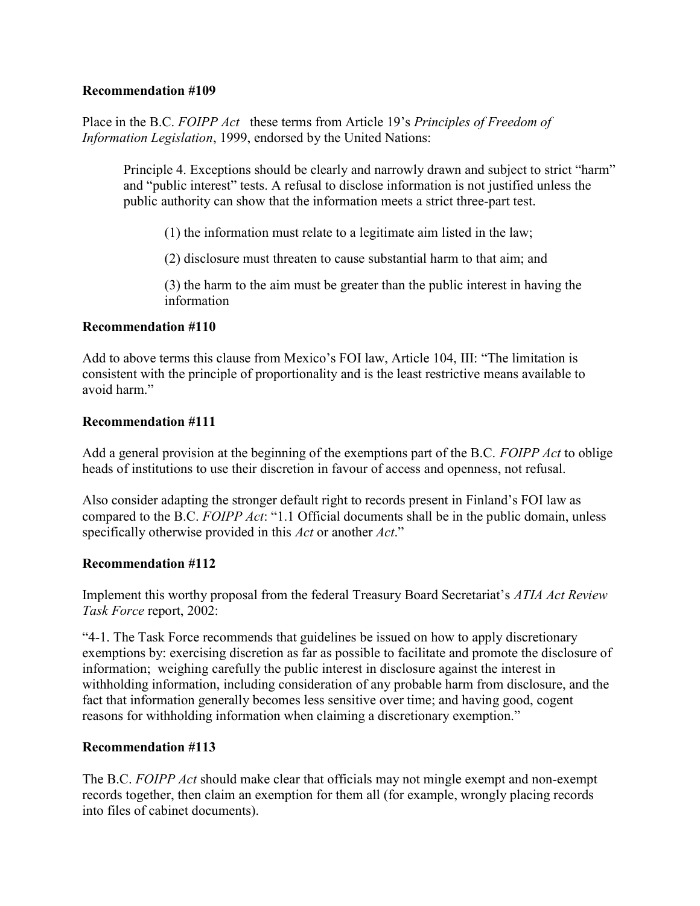**Recommendation #109**

Place in the B.C. *FOIPP Act* these terms from Article 19's *Principles of Freedom of Information Legislation*, 1999, endorsed by the United Nations:

> Principle 4. Exceptions should be clearly and narrowly drawn and subject to strict "harm" and "public interest" tests. A refusal to disclose information is not justified unless the public authority can show that the information meets a strict three-part test.
>
> (1) the information must relate to a legitimate aim listed in the law;
>
> (2) disclosure must threaten to cause substantial harm to that aim; and
>
> (3) the harm to the aim must be greater than the public interest in having the information

**Recommendation #110**

Add to above terms this clause from Mexico's FOI law, Article 104, III: "The limitation is consistent with the principle of proportionality and is the least restrictive means available to avoid harm."

**Recommendation #111**

Add a general provision at the beginning of the exemptions part of the B.C. *FOIPP Act* to oblige heads of institutions to use their discretion in favour of access and openness, not refusal.

Also consider adapting the stronger default right to records present in Finland's FOI law as compared to the B.C. *FOIPP Act*: "1.1 Official documents shall be in the public domain, unless specifically otherwise provided in this *Act* or another *Act*."

**Recommendation #112**

Implement this worthy proposal from the federal Treasury Board Secretariat's *ATIA Act Review Task Force* report, 2002:

"4-1. The Task Force recommends that guidelines be issued on how to apply discretionary exemptions by: exercising discretion as far as possible to facilitate and promote the disclosure of information; weighing carefully the public interest in disclosure against the interest in withholding information, including consideration of any probable harm from disclosure, and the fact that information generally becomes less sensitive over time; and having good, cogent reasons for withholding information when claiming a discretionary exemption."

**Recommendation #113**

The B.C. *FOIPP Act* should make clear that officials may not mingle exempt and non-exempt records together, then claim an exemption for them all (for example, wrongly placing records into files of cabinet documents).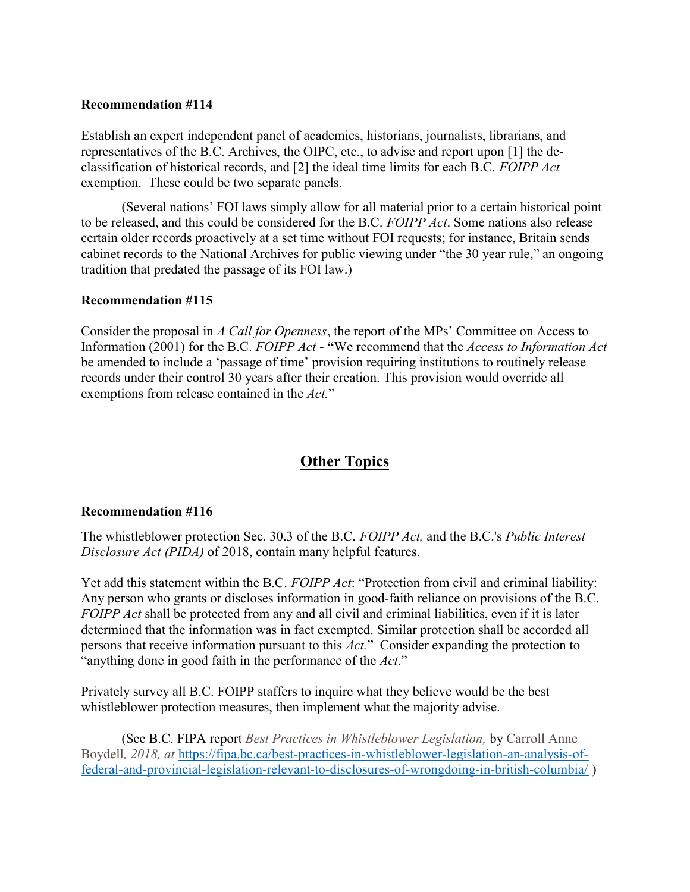**Recommendation #114**

Establish an expert independent panel of academics, historians, journalists, librarians, and representatives of the B.C. Archives, the OIPC, etc., to advise and report upon [1] the de-classification of historical records, and [2] the ideal time limits for each B.C. *FOIPP Act* exemption. These could be two separate panels.

(Several nations' FOI laws simply allow for all material prior to a certain historical point to be released, and this could be considered for the B.C. *FOIPP Act*. Some nations also release certain older records proactively at a set time without FOI requests; for instance, Britain sends cabinet records to the National Archives for public viewing under "the 30 year rule," an ongoing tradition that predated the passage of its FOI law.)

**Recommendation #115**

Consider the proposal in *A Call for Openness*, the report of the MPs' Committee on Access to Information (2001) for the B.C. *FOIPP Act* - **"**We recommend that the *Access to Information Act* be amended to include a 'passage of time' provision requiring institutions to routinely release records under their control 30 years after their creation. This provision would override all exemptions from release contained in the *Act.*"

## Other Topics

**Recommendation #116**

The whistleblower protection Sec. 30.3 of the B.C. *FOIPP Act,* and the B.C.'s *Public Interest Disclosure Act (PIDA)* of 2018, contain many helpful features.

Yet add this statement within the B.C. *FOIPP Act*: "Protection from civil and criminal liability: Any person who grants or discloses information in good-faith reliance on provisions of the B.C. *FOIPP Act* shall be protected from any and all civil and criminal liabilities, even if it is later determined that the information was in fact exempted. Similar protection shall be accorded all persons that receive information pursuant to this *Act.*" Consider expanding the protection to "anything done in good faith in the performance of the *Act*."

Privately survey all B.C. FOIPP staffers to inquire what they believe would be the best whistleblower protection measures, then implement what the majority advise.

(See B.C. FIPA report *Best Practices in Whistleblower Legislation,* by Carroll Anne Boydell*, 2018, at* https://fipa.bc.ca/best-practices-in-whistleblower-legislation-an-analysis-of-federal-and-provincial-legislation-relevant-to-disclosures-of-wrongdoing-in-british-columbia/ )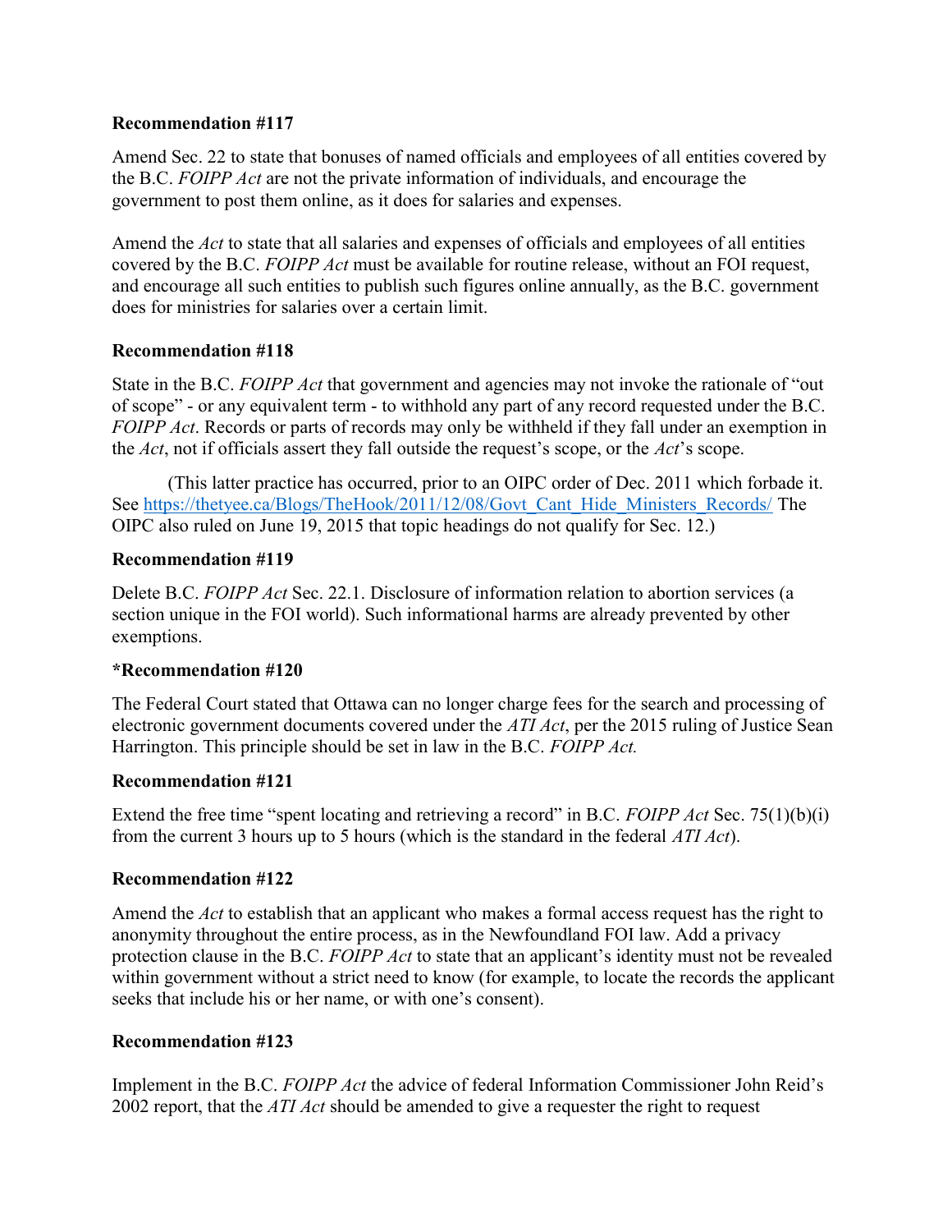**Recommendation #117**

Amend Sec. 22 to state that bonuses of named officials and employees of all entities covered by the B.C. *FOIPP Act* are not the private information of individuals, and encourage the government to post them online, as it does for salaries and expenses.

Amend the *Act* to state that all salaries and expenses of officials and employees of all entities covered by the B.C. *FOIPP Act* must be available for routine release, without an FOI request, and encourage all such entities to publish such figures online annually, as the B.C. government does for ministries for salaries over a certain limit.

**Recommendation #118**

State in the B.C. *FOIPP Act* that government and agencies may not invoke the rationale of "out of scope" - or any equivalent term - to withhold any part of any record requested under the B.C. *FOIPP Act*. Records or parts of records may only be withheld if they fall under an exemption in the *Act*, not if officials assert they fall outside the request's scope, or the *Act*'s scope.

(This latter practice has occurred, prior to an OIPC order of Dec. 2011 which forbade it. See https://thetyee.ca/Blogs/TheHook/2011/12/08/Govt_Cant_Hide_Ministers_Records/ The OIPC also ruled on June 19, 2015 that topic headings do not qualify for Sec. 12.)

**Recommendation #119**

Delete B.C. *FOIPP Act* Sec. 22.1. Disclosure of information relation to abortion services (a section unique in the FOI world). Such informational harms are already prevented by other exemptions.

**\*Recommendation #120**

The Federal Court stated that Ottawa can no longer charge fees for the search and processing of electronic government documents covered under the *ATI Act*, per the 2015 ruling of Justice Sean Harrington. This principle should be set in law in the B.C. *FOIPP Act.*

**Recommendation #121**

Extend the free time "spent locating and retrieving a record" in B.C. *FOIPP Act* Sec. 75(1)(b)(i) from the current 3 hours up to 5 hours (which is the standard in the federal *ATI Act*).

**Recommendation #122**

Amend the *Act* to establish that an applicant who makes a formal access request has the right to anonymity throughout the entire process, as in the Newfoundland FOI law. Add a privacy protection clause in the B.C. *FOIPP Act* to state that an applicant's identity must not be revealed within government without a strict need to know (for example, to locate the records the applicant seeks that include his or her name, or with one's consent).

**Recommendation #123**

Implement in the B.C. *FOIPP Act* the advice of federal Information Commissioner John Reid's 2002 report, that the *ATI Act* should be amended to give a requester the right to request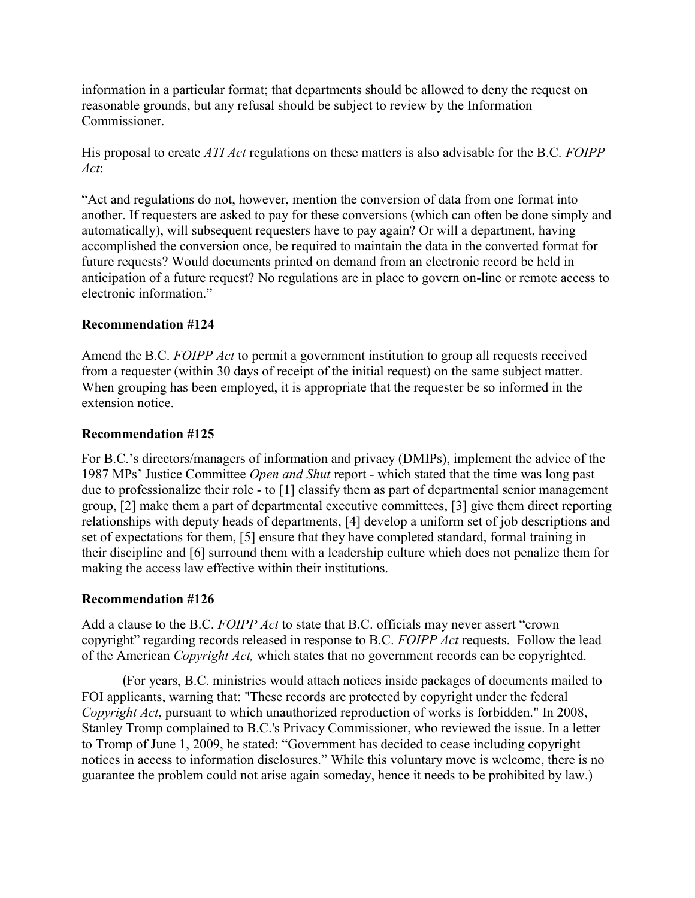information in a particular format; that departments should be allowed to deny the request on reasonable grounds, but any refusal should be subject to review by the Information Commissioner.

His proposal to create *ATI Act* regulations on these matters is also advisable for the B.C. *FOIPP Act*:

"Act and regulations do not, however, mention the conversion of data from one format into another. If requesters are asked to pay for these conversions (which can often be done simply and automatically), will subsequent requesters have to pay again? Or will a department, having accomplished the conversion once, be required to maintain the data in the converted format for future requests? Would documents printed on demand from an electronic record be held in anticipation of a future request? No regulations are in place to govern on-line or remote access to electronic information."

### Recommendation #124

Amend the B.C. *FOIPP Act* to permit a government institution to group all requests received from a requester (within 30 days of receipt of the initial request) on the same subject matter. When grouping has been employed, it is appropriate that the requester be so informed in the extension notice.

### Recommendation #125

For B.C.'s directors/managers of information and privacy (DMIPs), implement the advice of the 1987 MPs' Justice Committee *Open and Shut* report - which stated that the time was long past due to professionalize their role - to [1] classify them as part of departmental senior management group, [2] make them a part of departmental executive committees, [3] give them direct reporting relationships with deputy heads of departments, [4] develop a uniform set of job descriptions and set of expectations for them, [5] ensure that they have completed standard, formal training in their discipline and [6] surround them with a leadership culture which does not penalize them for making the access law effective within their institutions.

### Recommendation #126

Add a clause to the B.C. *FOIPP Act* to state that B.C. officials may never assert "crown copyright" regarding records released in response to B.C. *FOIPP Act* requests. Follow the lead of the American *Copyright Act,* which states that no government records can be copyrighted.

(For years, B.C. ministries would attach notices inside packages of documents mailed to FOI applicants, warning that: "These records are protected by copyright under the federal *Copyright Act*, pursuant to which unauthorized reproduction of works is forbidden." In 2008, Stanley Tromp complained to B.C.'s Privacy Commissioner, who reviewed the issue. In a letter to Tromp of June 1, 2009, he stated: "Government has decided to cease including copyright notices in access to information disclosures." While this voluntary move is welcome, there is no guarantee the problem could not arise again someday, hence it needs to be prohibited by law.)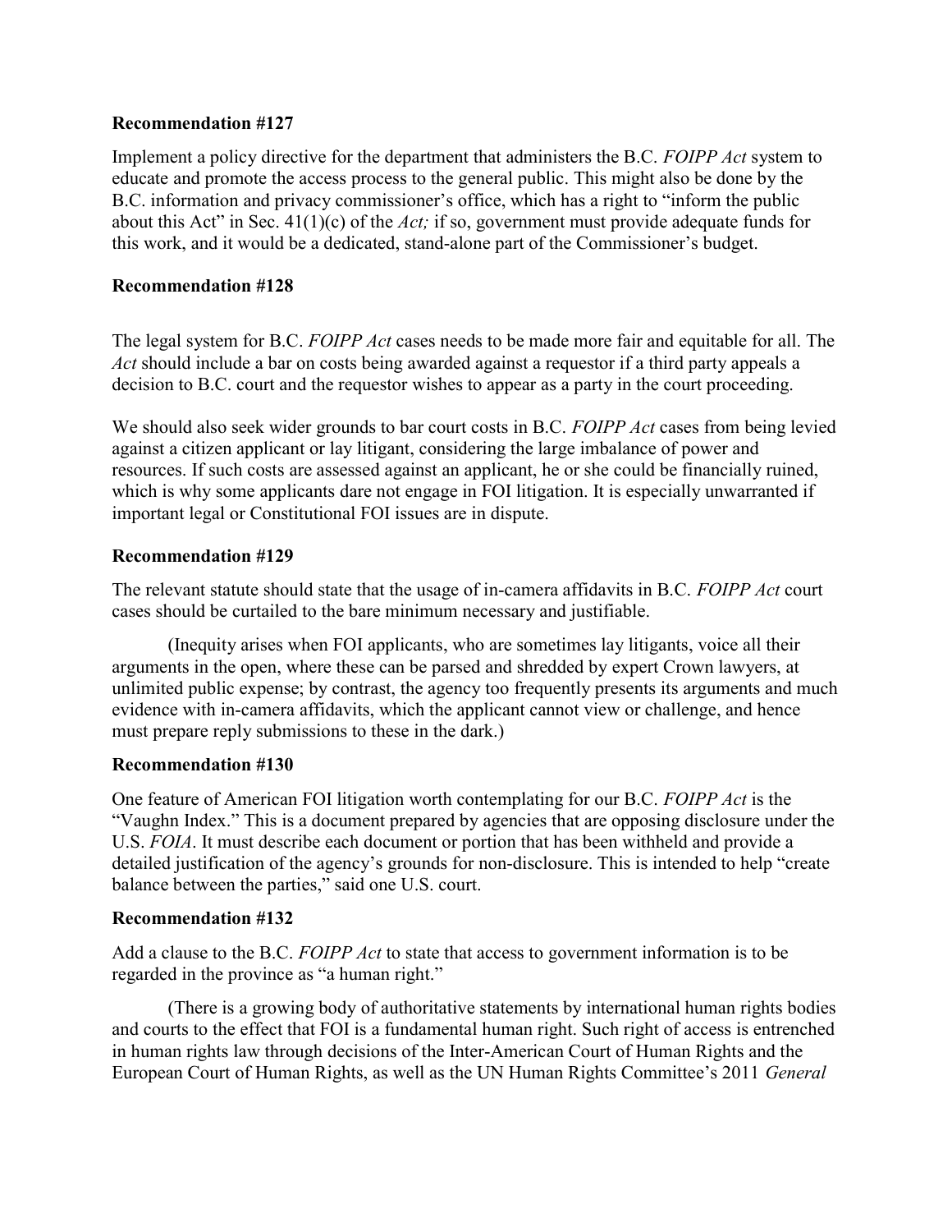**Recommendation #127**

Implement a policy directive for the department that administers the B.C. *FOIPP Act* system to educate and promote the access process to the general public. This might also be done by the B.C. information and privacy commissioner's office, which has a right to "inform the public about this Act" in Sec. 41(1)(c) of the *Act;* if so, government must provide adequate funds for this work, and it would be a dedicated, stand-alone part of the Commissioner's budget.

**Recommendation #128**

The legal system for B.C. *FOIPP Act* cases needs to be made more fair and equitable for all. The *Act* should include a bar on costs being awarded against a requestor if a third party appeals a decision to B.C. court and the requestor wishes to appear as a party in the court proceeding.

We should also seek wider grounds to bar court costs in B.C. *FOIPP Act* cases from being levied against a citizen applicant or lay litigant, considering the large imbalance of power and resources. If such costs are assessed against an applicant, he or she could be financially ruined, which is why some applicants dare not engage in FOI litigation. It is especially unwarranted if important legal or Constitutional FOI issues are in dispute.

**Recommendation #129**

The relevant statute should state that the usage of in-camera affidavits in B.C. *FOIPP Act* court cases should be curtailed to the bare minimum necessary and justifiable.

(Inequity arises when FOI applicants, who are sometimes lay litigants, voice all their arguments in the open, where these can be parsed and shredded by expert Crown lawyers, at unlimited public expense; by contrast, the agency too frequently presents its arguments and much evidence with in-camera affidavits, which the applicant cannot view or challenge, and hence must prepare reply submissions to these in the dark.)

**Recommendation #130**

One feature of American FOI litigation worth contemplating for our B.C. *FOIPP Act* is the "Vaughn Index." This is a document prepared by agencies that are opposing disclosure under the U.S. *FOIA*. It must describe each document or portion that has been withheld and provide a detailed justification of the agency's grounds for non-disclosure. This is intended to help "create balance between the parties," said one U.S. court.

**Recommendation #132**

Add a clause to the B.C. *FOIPP Act* to state that access to government information is to be regarded in the province as "a human right."

(There is a growing body of authoritative statements by international human rights bodies and courts to the effect that FOI is a fundamental human right. Such right of access is entrenched in human rights law through decisions of the Inter-American Court of Human Rights and the European Court of Human Rights, as well as the UN Human Rights Committee's 2011 *General*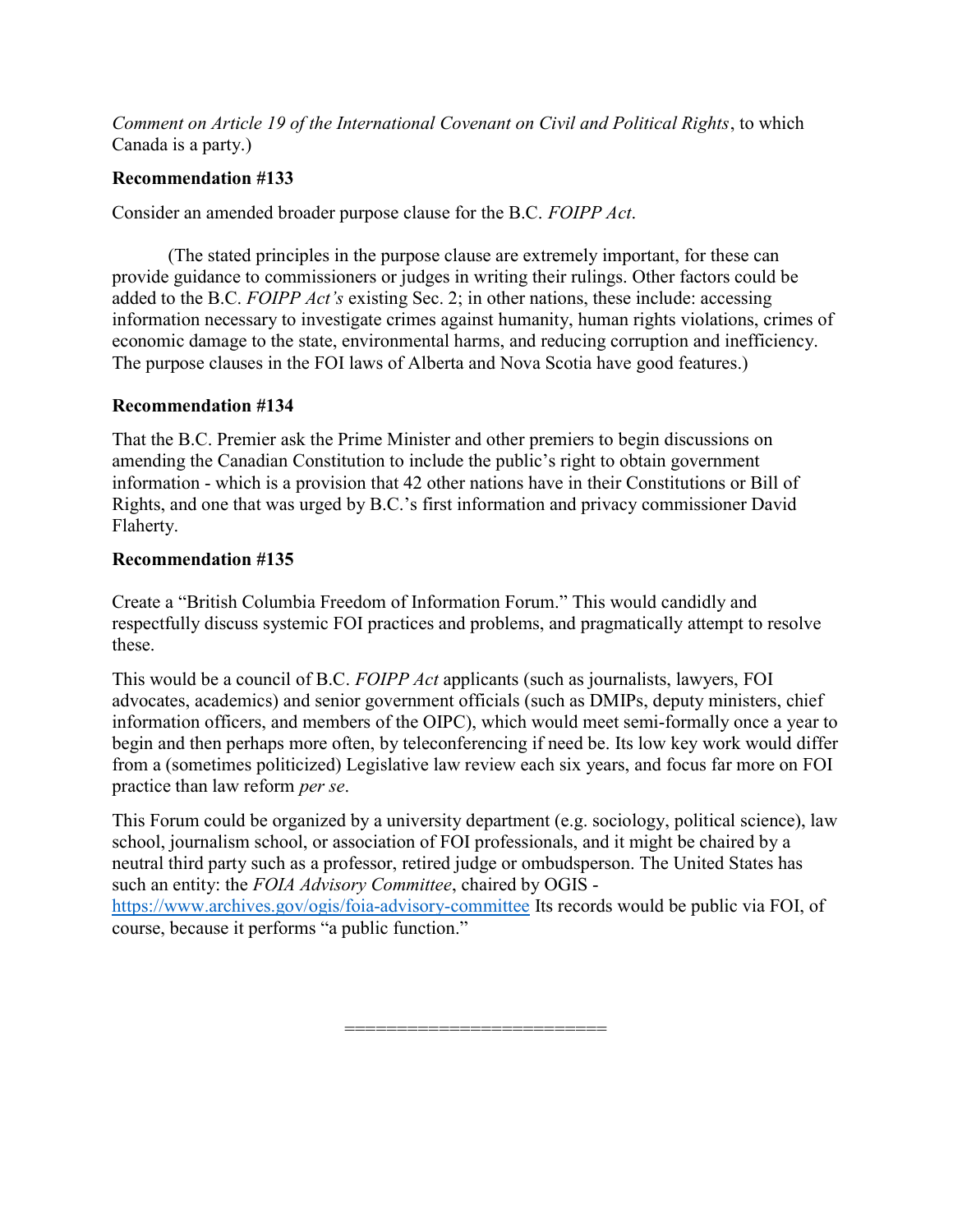*Comment on Article 19 of the International Covenant on Civil and Political Rights*, to which Canada is a party.)

**Recommendation #133**

Consider an amended broader purpose clause for the B.C. *FOIPP Act*.

(The stated principles in the purpose clause are extremely important, for these can provide guidance to commissioners or judges in writing their rulings. Other factors could be added to the B.C. *FOIPP Act's* existing Sec. 2; in other nations, these include: accessing information necessary to investigate crimes against humanity, human rights violations, crimes of economic damage to the state, environmental harms, and reducing corruption and inefficiency. The purpose clauses in the FOI laws of Alberta and Nova Scotia have good features.)

**Recommendation #134**

That the B.C. Premier ask the Prime Minister and other premiers to begin discussions on amending the Canadian Constitution to include the public's right to obtain government information - which is a provision that 42 other nations have in their Constitutions or Bill of Rights, and one that was urged by B.C.'s first information and privacy commissioner David Flaherty.

**Recommendation #135**

Create a "British Columbia Freedom of Information Forum." This would candidly and respectfully discuss systemic FOI practices and problems, and pragmatically attempt to resolve these.

This would be a council of B.C. *FOIPP Act* applicants (such as journalists, lawyers, FOI advocates, academics) and senior government officials (such as DMIPs, deputy ministers, chief information officers, and members of the OIPC), which would meet semi-formally once a year to begin and then perhaps more often, by teleconferencing if need be. Its low key work would differ from a (sometimes politicized) Legislative law review each six years, and focus far more on FOI practice than law reform *per se*.

This Forum could be organized by a university department (e.g. sociology, political science), law school, journalism school, or association of FOI professionals, and it might be chaired by a neutral third party such as a professor, retired judge or ombudsperson. The United States has such an entity: the *FOIA Advisory Committee*, chaired by OGIS - https://www.archives.gov/ogis/foia-advisory-committee Its records would be public via FOI, of course, because it performs "a public function."

=======================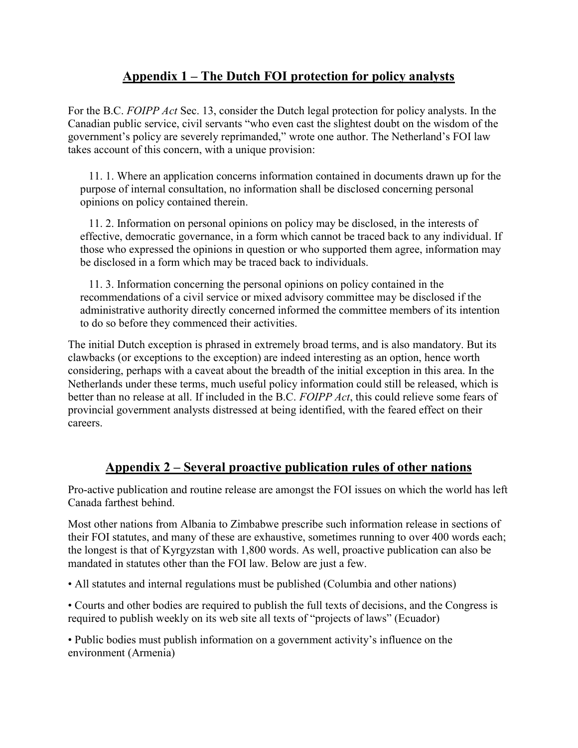## Appendix 1 – The Dutch FOI protection for policy analysts

For the B.C. *FOIPP Act* Sec. 13, consider the Dutch legal protection for policy analysts. In the Canadian public service, civil servants "who even cast the slightest doubt on the wisdom of the government's policy are severely reprimanded," wrote one author. The Netherland's FOI law takes account of this concern, with a unique provision:

> 11. 1. Where an application concerns information contained in documents drawn up for the purpose of internal consultation, no information shall be disclosed concerning personal opinions on policy contained therein.
>
> 11. 2. Information on personal opinions on policy may be disclosed, in the interests of effective, democratic governance, in a form which cannot be traced back to any individual. If those who expressed the opinions in question or who supported them agree, information may be disclosed in a form which may be traced back to individuals.
>
> 11. 3. Information concerning the personal opinions on policy contained in the recommendations of a civil service or mixed advisory committee may be disclosed if the administrative authority directly concerned informed the committee members of its intention to do so before they commenced their activities.

The initial Dutch exception is phrased in extremely broad terms, and is also mandatory. But its clawbacks (or exceptions to the exception) are indeed interesting as an option, hence worth considering, perhaps with a caveat about the breadth of the initial exception in this area. In the Netherlands under these terms, much useful policy information could still be released, which is better than no release at all. If included in the B.C. *FOIPP Act*, this could relieve some fears of provincial government analysts distressed at being identified, with the feared effect on their careers.

## Appendix 2 – Several proactive publication rules of other nations

Pro-active publication and routine release are amongst the FOI issues on which the world has left Canada farthest behind.

Most other nations from Albania to Zimbabwe prescribe such information release in sections of their FOI statutes, and many of these are exhaustive, sometimes running to over 400 words each; the longest is that of Kyrgyzstan with 1,800 words. As well, proactive publication can also be mandated in statutes other than the FOI law. Below are just a few.

- All statutes and internal regulations must be published (Columbia and other nations)
- Courts and other bodies are required to publish the full texts of decisions, and the Congress is required to publish weekly on its web site all texts of "projects of laws" (Ecuador)
- Public bodies must publish information on a government activity's influence on the environment (Armenia)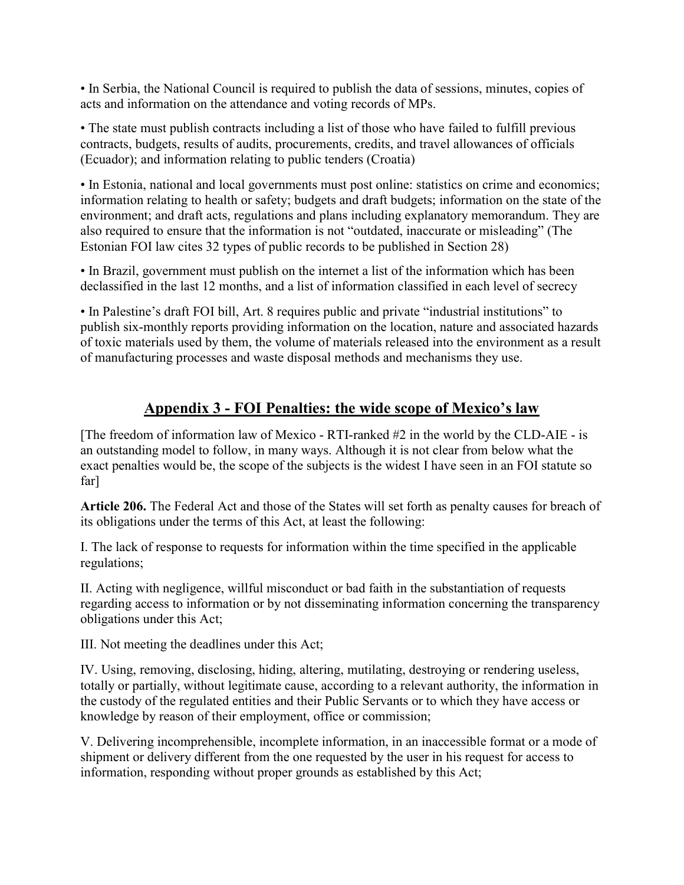• In Serbia, the National Council is required to publish the data of sessions, minutes, copies of acts and information on the attendance and voting records of MPs.

• The state must publish contracts including a list of those who have failed to fulfill previous contracts, budgets, results of audits, procurements, credits, and travel allowances of officials (Ecuador); and information relating to public tenders (Croatia)

• In Estonia, national and local governments must post online: statistics on crime and economics; information relating to health or safety; budgets and draft budgets; information on the state of the environment; and draft acts, regulations and plans including explanatory memorandum. They are also required to ensure that the information is not "outdated, inaccurate or misleading" (The Estonian FOI law cites 32 types of public records to be published in Section 28)

• In Brazil, government must publish on the internet a list of the information which has been declassified in the last 12 months, and a list of information classified in each level of secrecy

• In Palestine's draft FOI bill, Art. 8 requires public and private "industrial institutions" to publish six-monthly reports providing information on the location, nature and associated hazards of toxic materials used by them, the volume of materials released into the environment as a result of manufacturing processes and waste disposal methods and mechanisms they use.

## Appendix 3 - FOI Penalties: the wide scope of Mexico's law

[The freedom of information law of Mexico - RTI-ranked #2 in the world by the CLD-AIE - is an outstanding model to follow, in many ways. Although it is not clear from below what the exact penalties would be, the scope of the subjects is the widest I have seen in an FOI statute so far]

**Article 206.** The Federal Act and those of the States will set forth as penalty causes for breach of its obligations under the terms of this Act, at least the following:

I. The lack of response to requests for information within the time specified in the applicable regulations;

II. Acting with negligence, willful misconduct or bad faith in the substantiation of requests regarding access to information or by not disseminating information concerning the transparency obligations under this Act;

III. Not meeting the deadlines under this Act;

IV. Using, removing, disclosing, hiding, altering, mutilating, destroying or rendering useless, totally or partially, without legitimate cause, according to a relevant authority, the information in the custody of the regulated entities and their Public Servants or to which they have access or knowledge by reason of their employment, office or commission;

V. Delivering incomprehensible, incomplete information, in an inaccessible format or a mode of shipment or delivery different from the one requested by the user in his request for access to information, responding without proper grounds as established by this Act;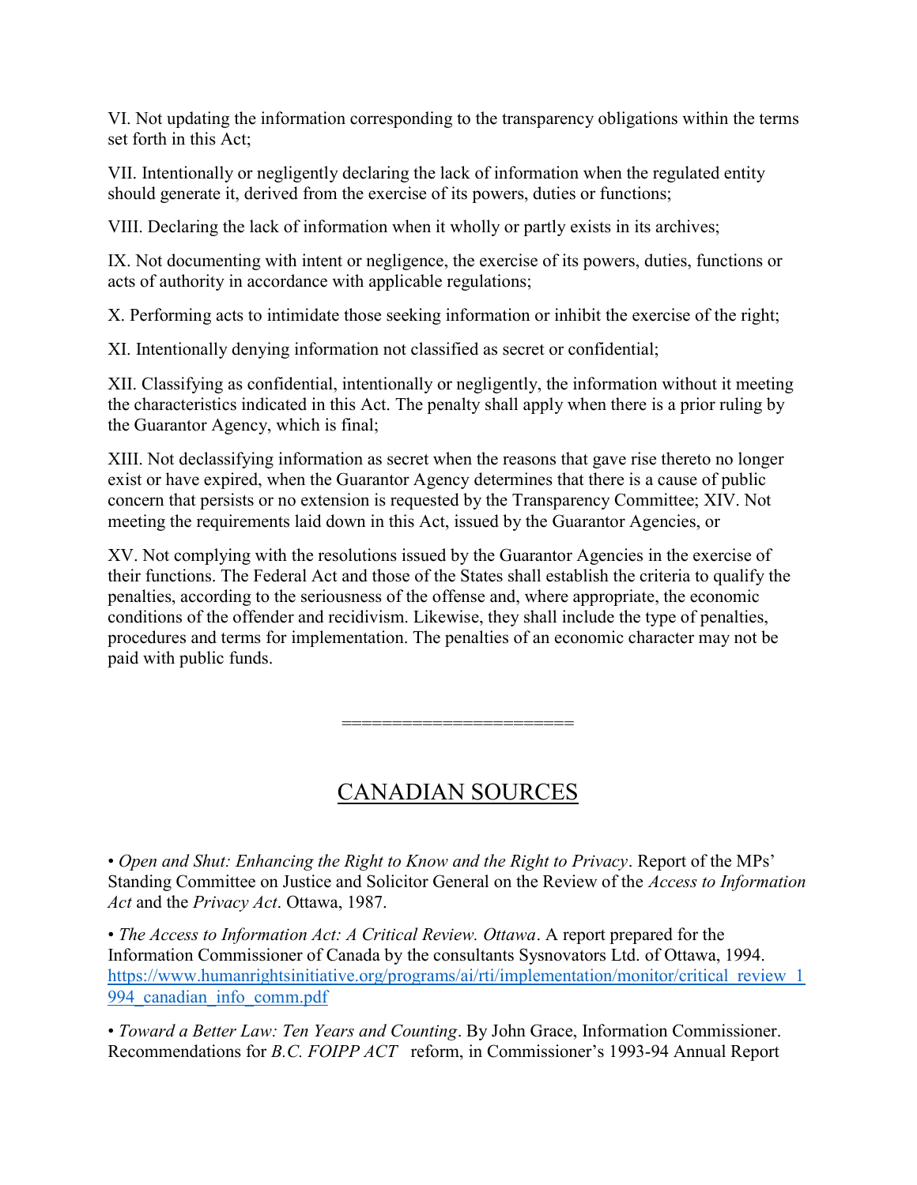VI. Not updating the information corresponding to the transparency obligations within the terms set forth in this Act;

VII. Intentionally or negligently declaring the lack of information when the regulated entity should generate it, derived from the exercise of its powers, duties or functions;

VIII. Declaring the lack of information when it wholly or partly exists in its archives;

IX. Not documenting with intent or negligence, the exercise of its powers, duties, functions or acts of authority in accordance with applicable regulations;

X. Performing acts to intimidate those seeking information or inhibit the exercise of the right;

XI. Intentionally denying information not classified as secret or confidential;

XII. Classifying as confidential, intentionally or negligently, the information without it meeting the characteristics indicated in this Act. The penalty shall apply when there is a prior ruling by the Guarantor Agency, which is final;

XIII. Not declassifying information as secret when the reasons that gave rise thereto no longer exist or have expired, when the Guarantor Agency determines that there is a cause of public concern that persists or no extension is requested by the Transparency Committee; XIV. Not meeting the requirements laid down in this Act, issued by the Guarantor Agencies, or

XV. Not complying with the resolutions issued by the Guarantor Agencies in the exercise of their functions. The Federal Act and those of the States shall establish the criteria to qualify the penalties, according to the seriousness of the offense and, where appropriate, the economic conditions of the offender and recidivism. Likewise, they shall include the type of penalties, procedures and terms for implementation. The penalties of an economic character may not be paid with public funds.

=======================

## CANADIAN SOURCES

• *Open and Shut: Enhancing the Right to Know and the Right to Privacy*. Report of the MPs' Standing Committee on Justice and Solicitor General on the Review of the *Access to Information Act* and the *Privacy Act*. Ottawa, 1987.

• *The Access to Information Act: A Critical Review. Ottawa*. A report prepared for the Information Commissioner of Canada by the consultants Sysnovators Ltd. of Ottawa, 1994. https://www.humanrightsinitiative.org/programs/ai/rti/implementation/monitor/critical_review_1994_canadian_info_comm.pdf

• *Toward a Better Law: Ten Years and Counting*. By John Grace, Information Commissioner. Recommendations for *B.C. FOIPP ACT* reform, in Commissioner's 1993-94 Annual Report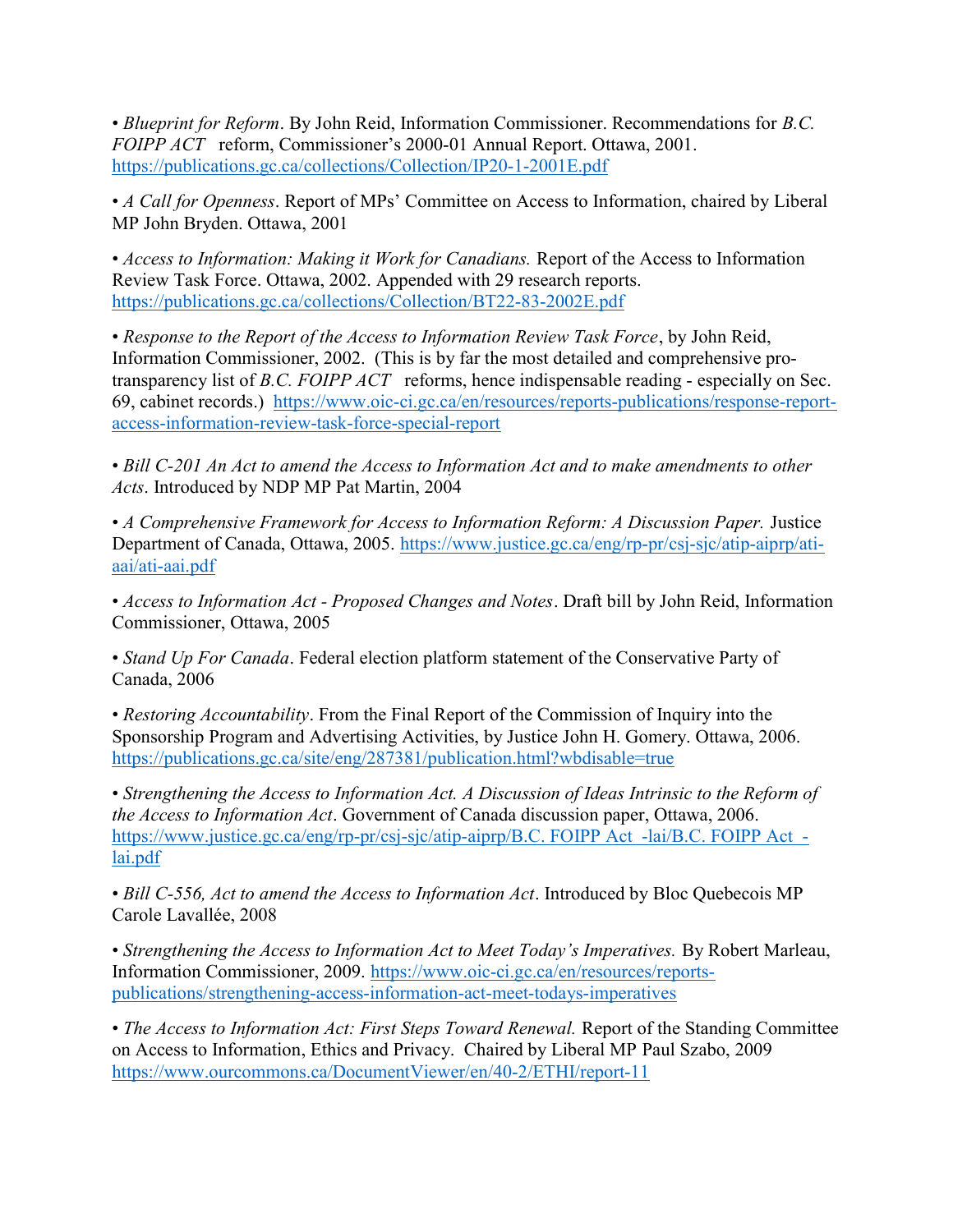• *Blueprint for Reform*. By John Reid, Information Commissioner. Recommendations for *B.C. FOIPP ACT* reform, Commissioner's 2000-01 Annual Report. Ottawa, 2001. https://publications.gc.ca/collections/Collection/IP20-1-2001E.pdf

• *A Call for Openness*. Report of MPs' Committee on Access to Information, chaired by Liberal MP John Bryden. Ottawa, 2001

• *Access to Information: Making it Work for Canadians.* Report of the Access to Information Review Task Force. Ottawa, 2002. Appended with 29 research reports. https://publications.gc.ca/collections/Collection/BT22-83-2002E.pdf

• *Response to the Report of the Access to Information Review Task Force*, by John Reid, Information Commissioner, 2002. (This is by far the most detailed and comprehensive pro-transparency list of *B.C. FOIPP ACT* reforms, hence indispensable reading - especially on Sec. 69, cabinet records.) https://www.oic-ci.gc.ca/en/resources/reports-publications/response-report-access-information-review-task-force-special-report

• *Bill C-201 An Act to amend the Access to Information Act and to make amendments to other Acts*. Introduced by NDP MP Pat Martin, 2004

• *A Comprehensive Framework for Access to Information Reform: A Discussion Paper.* Justice Department of Canada, Ottawa, 2005. https://www.justice.gc.ca/eng/rp-pr/csj-sjc/atip-aiprp/ati-aai/ati-aai.pdf

• *Access to Information Act - Proposed Changes and Notes*. Draft bill by John Reid, Information Commissioner, Ottawa, 2005

• *Stand Up For Canada*. Federal election platform statement of the Conservative Party of Canada, 2006

• *Restoring Accountability*. From the Final Report of the Commission of Inquiry into the Sponsorship Program and Advertising Activities, by Justice John H. Gomery. Ottawa, 2006. https://publications.gc.ca/site/eng/287381/publication.html?wbdisable=true

• *Strengthening the Access to Information Act. A Discussion of Ideas Intrinsic to the Reform of the Access to Information Act*. Government of Canada discussion paper, Ottawa, 2006. https://www.justice.gc.ca/eng/rp-pr/csj-sjc/atip-aiprp/B.C. FOIPP Act -lai/B.C. FOIPP Act -lai.pdf

• *Bill C-556, Act to amend the Access to Information Act*. Introduced by Bloc Quebecois MP Carole Lavallée, 2008

• *Strengthening the Access to Information Act to Meet Today's Imperatives.* By Robert Marleau, Information Commissioner, 2009. https://www.oic-ci.gc.ca/en/resources/reports-publications/strengthening-access-information-act-meet-todays-imperatives

• *The Access to Information Act: First Steps Toward Renewal.* Report of the Standing Committee on Access to Information, Ethics and Privacy. Chaired by Liberal MP Paul Szabo, 2009 https://www.ourcommons.ca/DocumentViewer/en/40-2/ETHI/report-11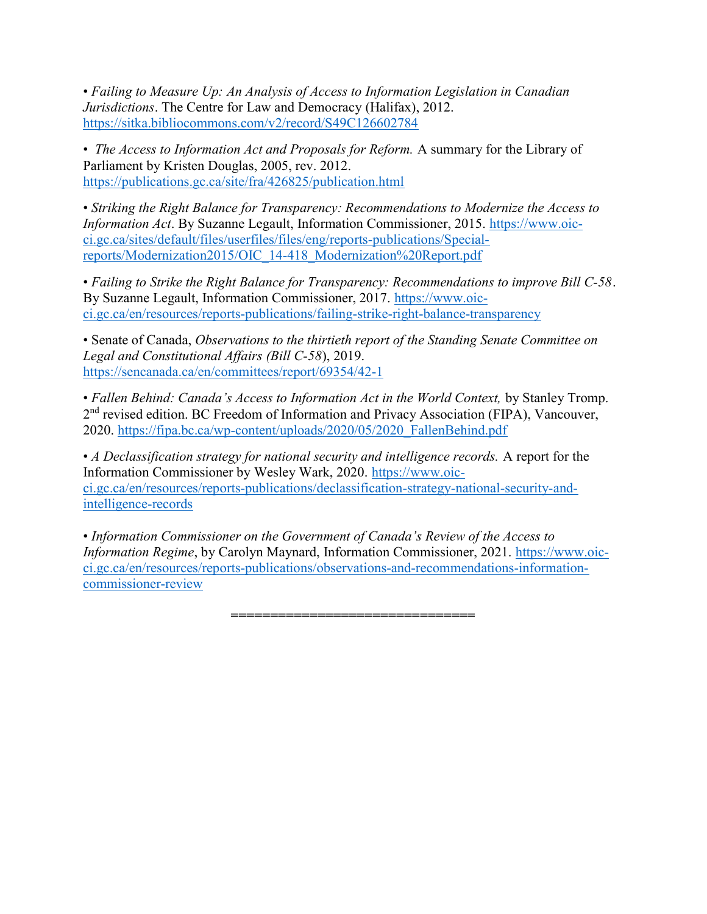• *Failing to Measure Up: An Analysis of Access to Information Legislation in Canadian Jurisdictions*. The Centre for Law and Democracy (Halifax), 2012. https://sitka.bibliocommons.com/v2/record/S49C126602784

• *The Access to Information Act and Proposals for Reform.* A summary for the Library of Parliament by Kristen Douglas, 2005, rev. 2012. https://publications.gc.ca/site/fra/426825/publication.html

• *Striking the Right Balance for Transparency: Recommendations to Modernize the Access to Information Act*. By Suzanne Legault, Information Commissioner, 2015. https://www.oic-ci.gc.ca/sites/default/files/userfiles/files/eng/reports-publications/Special-reports/Modernization2015/OIC_14-418_Modernization%20Report.pdf

• *Failing to Strike the Right Balance for Transparency: Recommendations to improve Bill C-58*. By Suzanne Legault, Information Commissioner, 2017. https://www.oic-ci.gc.ca/en/resources/reports-publications/failing-strike-right-balance-transparency

• Senate of Canada, *Observations to the thirtieth report of the Standing Senate Committee on Legal and Constitutional Affairs (Bill C-58*), 2019. https://sencanada.ca/en/committees/report/69354/42-1

• *Fallen Behind: Canada's Access to Information Act in the World Context,* by Stanley Tromp. 2nd revised edition. BC Freedom of Information and Privacy Association (FIPA), Vancouver, 2020. https://fipa.bc.ca/wp-content/uploads/2020/05/2020_FallenBehind.pdf

• *A Declassification strategy for national security and intelligence records.* A report for the Information Commissioner by Wesley Wark, 2020. https://www.oic-ci.gc.ca/en/resources/reports-publications/declassification-strategy-national-security-and-intelligence-records

• *Information Commissioner on the Government of Canada's Review of the Access to Information Regime*, by Carolyn Maynard, Information Commissioner, 2021. https://www.oic-ci.gc.ca/en/resources/reports-publications/observations-and-recommendations-information-commissioner-review

==============================